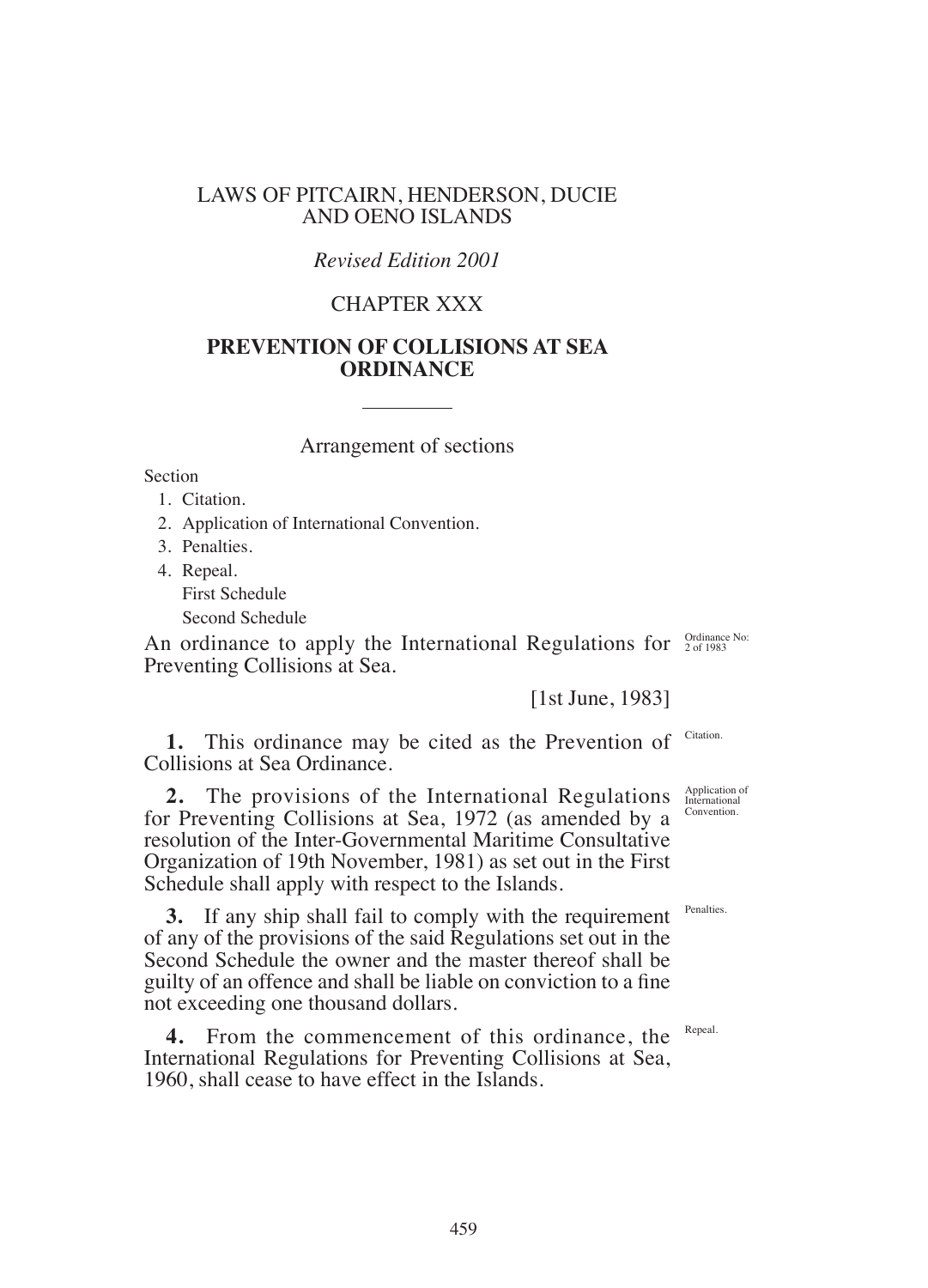# LAWS OF PITCAIRN, HENDERSON, DUCIE AND OENO ISLANDS

*Revised Edition 2001*

## CHAPTER XXX

## PREVENTION OF COLLISIONS AT SEA ORDINANCE

Arrangement of sections

Section

1. Citation.
2. Application of International Convention.
3. Penalties.
4. Repeal.

   First Schedule

   Second Schedule

An ordinance to apply the International Regulations for Preventing Collisions at Sea.

Ordinance No: 2 of 1983

[1st June, 1983]

Citation.

**1.** This ordinance may be cited as the Prevention of Collisions at Sea Ordinance.

Application of International Convention.

**2.** The provisions of the International Regulations for Preventing Collisions at Sea, 1972 (as amended by a resolution of the Inter-Governmental Maritime Consultative Organization of 19th November, 1981) as set out in the First Schedule shall apply with respect to the Islands.

Penalties.

**3.** If any ship shall fail to comply with the requirement of any of the provisions of the said Regulations set out in the Second Schedule the owner and the master thereof shall be guilty of an offence and shall be liable on conviction to a fine not exceeding one thousand dollars.

Repeal.

**4.** From the commencement of this ordinance, the International Regulations for Preventing Collisions at Sea, 1960, shall cease to have effect in the Islands.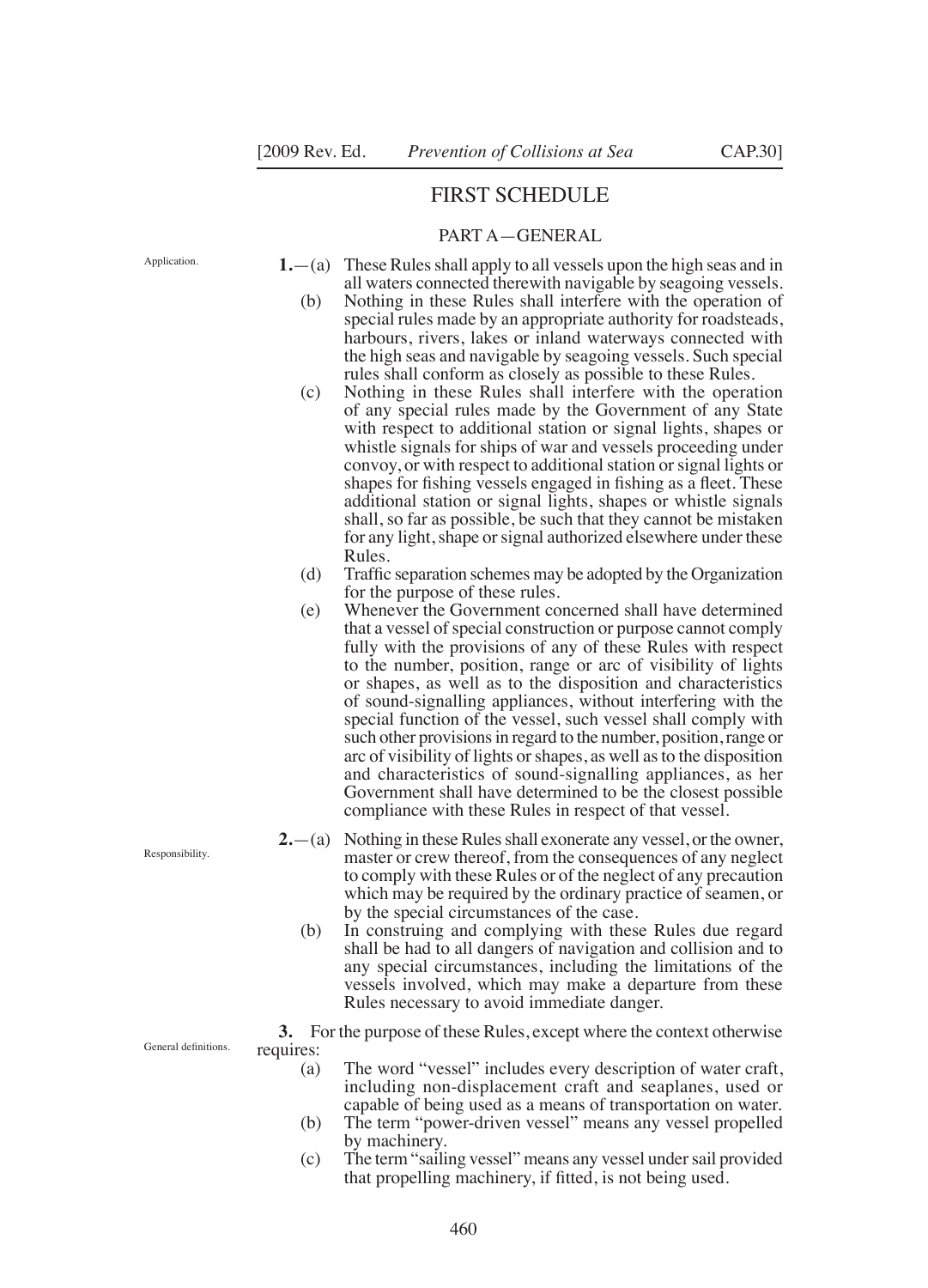# FIRST SCHEDULE

## PART A—GENERAL

Application.

**1.**—(a) These Rules shall apply to all vessels upon the high seas and in all waters connected therewith navigable by seagoing vessels.

(b) Nothing in these Rules shall interfere with the operation of special rules made by an appropriate authority for roadsteads, harbours, rivers, lakes or inland waterways connected with the high seas and navigable by seagoing vessels. Such special rules shall conform as closely as possible to these Rules.

(c) Nothing in these Rules shall interfere with the operation of any special rules made by the Government of any State with respect to additional station or signal lights, shapes or whistle signals for ships of war and vessels proceeding under convoy, or with respect to additional station or signal lights or shapes for fishing vessels engaged in fishing as a fleet. These additional station or signal lights, shapes or whistle signals shall, so far as possible, be such that they cannot be mistaken for any light, shape or signal authorized elsewhere under these Rules.

(d) Traffic separation schemes may be adopted by the Organization for the purpose of these rules.

(e) Whenever the Government concerned shall have determined that a vessel of special construction or purpose cannot comply fully with the provisions of any of these Rules with respect to the number, position, range or arc of visibility of lights or shapes, as well as to the disposition and characteristics of sound-signalling appliances, without interfering with the special function of the vessel, such vessel shall comply with such other provisions in regard to the number, position, range or arc of visibility of lights or shapes, as well as to the disposition and characteristics of sound-signalling appliances, as her Government shall have determined to be the closest possible compliance with these Rules in respect of that vessel.

Responsibility.

**2.**—(a) Nothing in these Rules shall exonerate any vessel, or the owner, master or crew thereof, from the consequences of any neglect to comply with these Rules or of the neglect of any precaution which may be required by the ordinary practice of seamen, or by the special circumstances of the case.

(b) In construing and complying with these Rules due regard shall be had to all dangers of navigation and collision and to any special circumstances, including the limitations of the vessels involved, which may make a departure from these Rules necessary to avoid immediate danger.

General definitions.

**3.** For the purpose of these Rules, except where the context otherwise requires:

(a) The word "vessel" includes every description of water craft, including non-displacement craft and seaplanes, used or capable of being used as a means of transportation on water.

(b) The term "power-driven vessel" means any vessel propelled by machinery.

(c) The term "sailing vessel" means any vessel under sail provided that propelling machinery, if fitted, is not being used.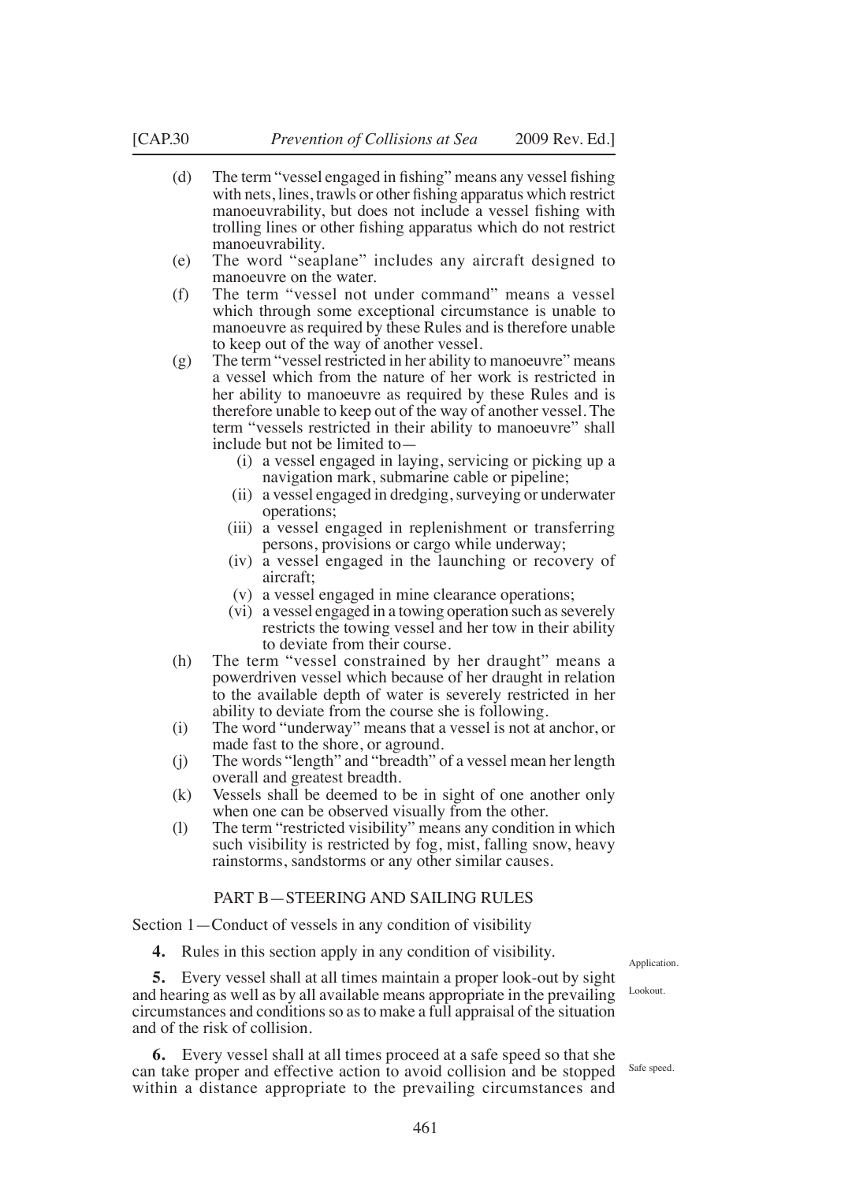(d) The term "vessel engaged in fishing" means any vessel fishing with nets, lines, trawls or other fishing apparatus which restrict manoeuvrability, but does not include a vessel fishing with trolling lines or other fishing apparatus which do not restrict manoeuvrability.

(e) The word "seaplane" includes any aircraft designed to manoeuvre on the water.

(f) The term "vessel not under command" means a vessel which through some exceptional circumstance is unable to manoeuvre as required by these Rules and is therefore unable to keep out of the way of another vessel.

(g) The term "vessel restricted in her ability to manoeuvre" means a vessel which from the nature of her work is restricted in her ability to manoeuvre as required by these Rules and is therefore unable to keep out of the way of another vessel. The term "vessels restricted in their ability to manoeuvre" shall include but not be limited to—
   (i) a vessel engaged in laying, servicing or picking up a navigation mark, submarine cable or pipeline;
   (ii) a vessel engaged in dredging, surveying or underwater operations;
   (iii) a vessel engaged in replenishment or transferring persons, provisions or cargo while underway;
   (iv) a vessel engaged in the launching or recovery of aircraft;
   (v) a vessel engaged in mine clearance operations;
   (vi) a vessel engaged in a towing operation such as severely restricts the towing vessel and her tow in their ability to deviate from their course.

(h) The term "vessel constrained by her draught" means a powerdriven vessel which because of her draught in relation to the available depth of water is severely restricted in her ability to deviate from the course she is following.

(i) The word "underway" means that a vessel is not at anchor, or made fast to the shore, or aground.

(j) The words "length" and "breadth" of a vessel mean her length overall and greatest breadth.

(k) Vessels shall be deemed to be in sight of one another only when one can be observed visually from the other.

(l) The term "restricted visibility" means any condition in which such visibility is restricted by fog, mist, falling snow, heavy rainstorms, sandstorms or any other similar causes.

## PART B—STEERING AND SAILING RULES

### Section 1—Conduct of vessels in any condition of visibility

Application.

**4.** Rules in this section apply in any condition of visibility.

Lookout.

**5.** Every vessel shall at all times maintain a proper look-out by sight and hearing as well as by all available means appropriate in the prevailing circumstances and conditions so as to make a full appraisal of the situation and of the risk of collision.

Safe speed.

**6.** Every vessel shall at all times proceed at a safe speed so that she can take proper and effective action to avoid collision and be stopped within a distance appropriate to the prevailing circumstances and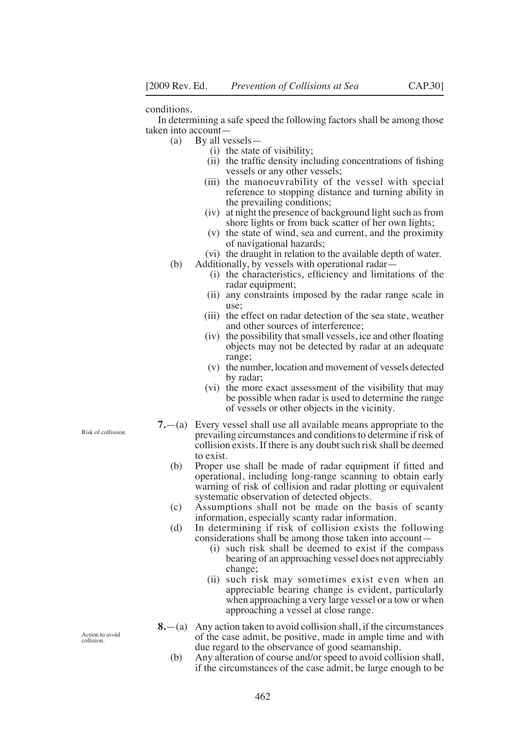conditions.

In determining a safe speed the following factors shall be among those taken into account—

(a) By all vessels—
  (i) the state of visibility;
  (ii) the traffic density including concentrations of fishing vessels or any other vessels;
  (iii) the manoeuvrability of the vessel with special reference to stopping distance and turning ability in the prevailing conditions;
  (iv) at night the presence of background light such as from shore lights or from back scatter of her own lights;
  (v) the state of wind, sea and current, and the proximity of navigational hazards;
  (vi) the draught in relation to the available depth of water.

(b) Additionally, by vessels with operational radar—
  (i) the characteristics, efficiency and limitations of the radar equipment;
  (ii) any constraints imposed by the radar range scale in use;
  (iii) the effect on radar detection of the sea state, weather and other sources of interference;
  (iv) the possibility that small vessels, ice and other floating objects may not be detected by radar at an adequate range;
  (v) the number, location and movement of vessels detected by radar;
  (vi) the more exact assessment of the visibility that may be possible when radar is used to determine the range of vessels or other objects in the vicinity.

Risk of collission.

**7.**—(a) Every vessel shall use all available means appropriate to the prevailing circumstances and conditions to determine if risk of collision exists. If there is any doubt such risk shall be deemed to exist.

(b) Proper use shall be made of radar equipment if fitted and operational, including long-range scanning to obtain early warning of risk of collision and radar plotting or equivalent systematic observation of detected objects.

(c) Assumptions shall not be made on the basis of scanty information, especially scanty radar information.

(d) In determining if risk of collision exists the following considerations shall be among those taken into account—
  (i) such risk shall be deemed to exist if the compass bearing of an approaching vessel does not appreciably change;
  (ii) such risk may sometimes exist even when an appreciable bearing change is evident, particularly when approaching a very large vessel or a tow or when approaching a vessel at close range.

Action to avoid collision.

**8.**—(a) Any action taken to avoid collision shall, if the circumstances of the case admit, be positive, made in ample time and with due regard to the observance of good seamanship.

(b) Any alteration of course and/or speed to avoid collision shall, if the circumstances of the case admit, be large enough to be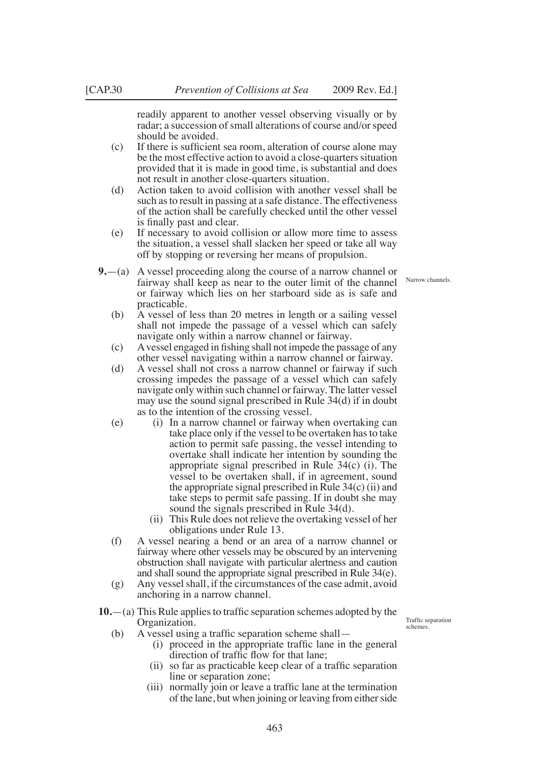readily apparent to another vessel observing visually or by radar; a succession of small alterations of course and/or speed should be avoided.

(c) If there is sufficient sea room, alteration of course alone may be the most effective action to avoid a close-quarters situation provided that it is made in good time, is substantial and does not result in another close-quarters situation.

(d) Action taken to avoid collision with another vessel shall be such as to result in passing at a safe distance. The effectiveness of the action shall be carefully checked until the other vessel is finally past and clear.

(e) If necessary to avoid collision or allow more time to assess the situation, a vessel shall slacken her speed or take all way off by stopping or reversing her means of propulsion.

Narrow channels.

**9.**—(a) A vessel proceeding along the course of a narrow channel or fairway shall keep as near to the outer limit of the channel or fairway which lies on her starboard side as is safe and practicable.

(b) A vessel of less than 20 metres in length or a sailing vessel shall not impede the passage of a vessel which can safely navigate only within a narrow channel or fairway.

(c) A vessel engaged in fishing shall not impede the passage of any other vessel navigating within a narrow channel or fairway.

(d) A vessel shall not cross a narrow channel or fairway if such crossing impedes the passage of a vessel which can safely navigate only within such channel or fairway. The latter vessel may use the sound signal prescribed in Rule 34(d) if in doubt as to the intention of the crossing vessel.

(e) (i) In a narrow channel or fairway when overtaking can take place only if the vessel to be overtaken has to take action to permit safe passing, the vessel intending to overtake shall indicate her intention by sounding the appropriate signal prescribed in Rule 34(c) (i). The vessel to be overtaken shall, if in agreement, sound the appropriate signal prescribed in Rule 34(c) (ii) and take steps to permit safe passing. If in doubt she may sound the signals prescribed in Rule 34(d).

(ii) This Rule does not relieve the overtaking vessel of her obligations under Rule 13.

(f) A vessel nearing a bend or an area of a narrow channel or fairway where other vessels may be obscured by an intervening obstruction shall navigate with particular alertness and caution and shall sound the appropriate signal prescribed in Rule 34(e).

(g) Any vessel shall, if the circumstances of the case admit, avoid anchoring in a narrow channel.

Traffic separation schemes.

**10.**—(a) This Rule applies to traffic separation schemes adopted by the Organization.

(b) A vessel using a traffic separation scheme shall—

(i) proceed in the appropriate traffic lane in the general direction of traffic flow for that lane;

(ii) so far as practicable keep clear of a traffic separation line or separation zone;

(iii) normally join or leave a traffic lane at the termination of the lane, but when joining or leaving from either side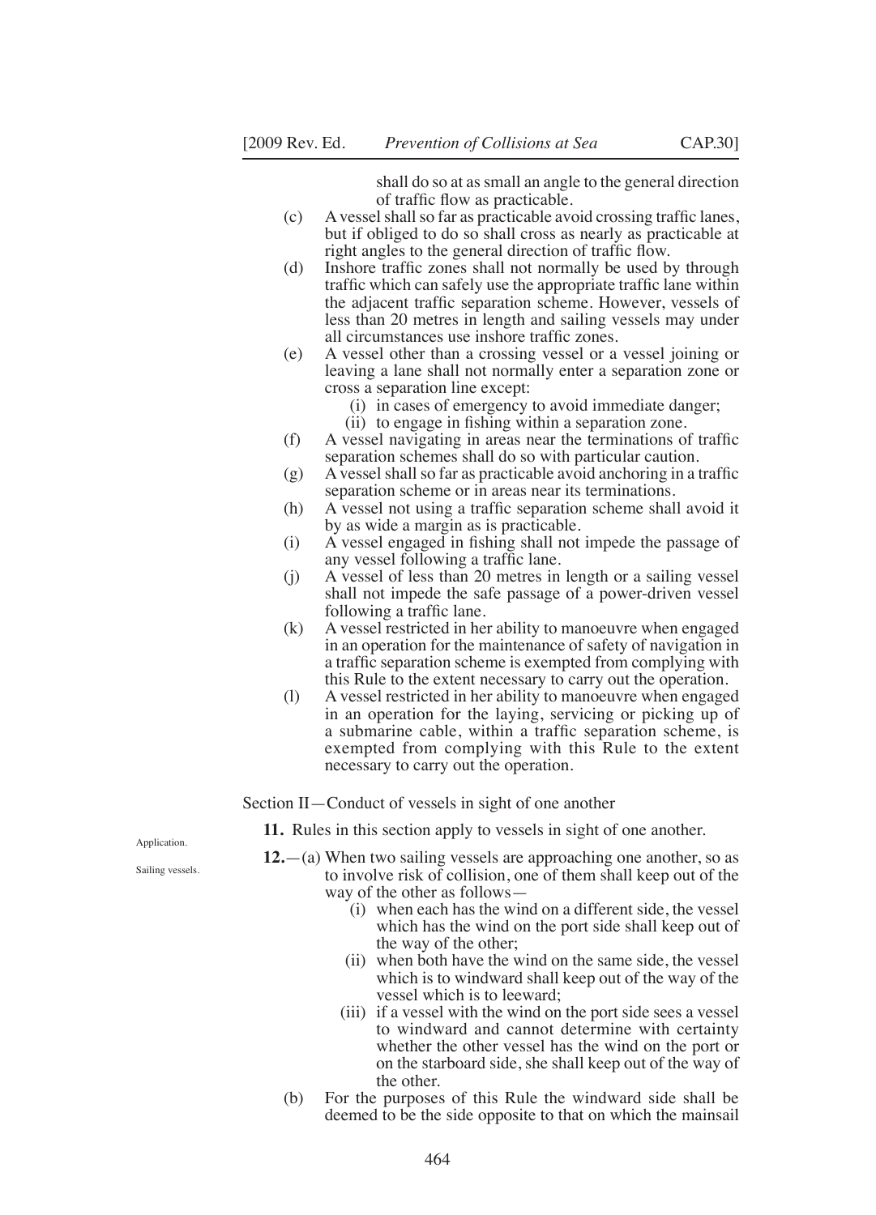shall do so at as small an angle to the general direction of traffic flow as practicable.

(c) A vessel shall so far as practicable avoid crossing traffic lanes, but if obliged to do so shall cross as nearly as practicable at right angles to the general direction of traffic flow.

(d) Inshore traffic zones shall not normally be used by through traffic which can safely use the appropriate traffic lane within the adjacent traffic separation scheme. However, vessels of less than 20 metres in length and sailing vessels may under all circumstances use inshore traffic zones.

(e) A vessel other than a crossing vessel or a vessel joining or leaving a lane shall not normally enter a separation zone or cross a separation line except:

- (i) in cases of emergency to avoid immediate danger;
- (ii) to engage in fishing within a separation zone.

(f) A vessel navigating in areas near the terminations of traffic separation schemes shall do so with particular caution.

(g) A vessel shall so far as practicable avoid anchoring in a traffic separation scheme or in areas near its terminations.

(h) A vessel not using a traffic separation scheme shall avoid it by as wide a margin as is practicable.

(i) A vessel engaged in fishing shall not impede the passage of any vessel following a traffic lane.

(j) A vessel of less than 20 metres in length or a sailing vessel shall not impede the safe passage of a power-driven vessel following a traffic lane.

(k) A vessel restricted in her ability to manoeuvre when engaged in an operation for the maintenance of safety of navigation in a traffic separation scheme is exempted from complying with this Rule to the extent necessary to carry out the operation.

(l) A vessel restricted in her ability to manoeuvre when engaged in an operation for the laying, servicing or picking up of a submarine cable, within a traffic separation scheme, is exempted from complying with this Rule to the extent necessary to carry out the operation.

## Section II—Conduct of vessels in sight of one another

Application.

**11.** Rules in this section apply to vessels in sight of one another.

Sailing vessels.

**12.**—(a) When two sailing vessels are approaching one another, so as to involve risk of collision, one of them shall keep out of the way of the other as follows—

- (i) when each has the wind on a different side, the vessel which has the wind on the port side shall keep out of the way of the other;
- (ii) when both have the wind on the same side, the vessel which is to windward shall keep out of the way of the vessel which is to leeward;
- (iii) if a vessel with the wind on the port side sees a vessel to windward and cannot determine with certainty whether the other vessel has the wind on the port or on the starboard side, she shall keep out of the way of the other.

(b) For the purposes of this Rule the windward side shall be deemed to be the side opposite to that on which the mainsail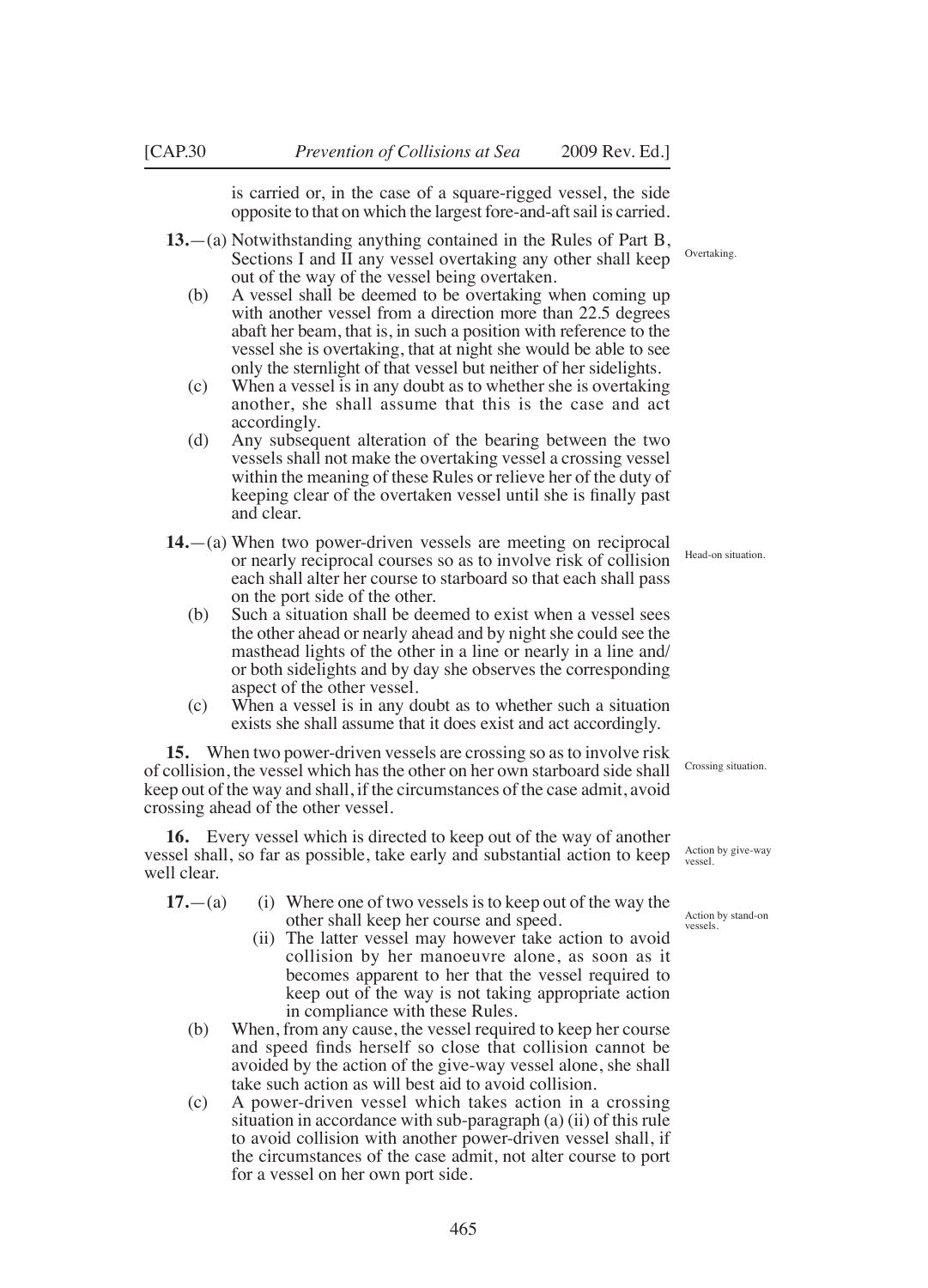is carried or, in the case of a square-rigged vessel, the side opposite to that on which the largest fore-and-aft sail is carried.

**13.**—(a) Notwithstanding anything contained in the Rules of Part B, Sections I and II any vessel overtaking any other shall keep out of the way of the vessel being overtaken. *Overtaking.*

(b) A vessel shall be deemed to be overtaking when coming up with another vessel from a direction more than 22.5 degrees abaft her beam, that is, in such a position with reference to the vessel she is overtaking, that at night she would be able to see only the sternlight of that vessel but neither of her sidelights.

(c) When a vessel is in any doubt as to whether she is overtaking another, she shall assume that this is the case and act accordingly.

(d) Any subsequent alteration of the bearing between the two vessels shall not make the overtaking vessel a crossing vessel within the meaning of these Rules or relieve her of the duty of keeping clear of the overtaken vessel until she is finally past and clear.

**14.**—(a) When two power-driven vessels are meeting on reciprocal or nearly reciprocal courses so as to involve risk of collision each shall alter her course to starboard so that each shall pass on the port side of the other. *Head-on situation.*

(b) Such a situation shall be deemed to exist when a vessel sees the other ahead or nearly ahead and by night she could see the masthead lights of the other in a line or nearly in a line and/or both sidelights and by day she observes the corresponding aspect of the other vessel.

(c) When a vessel is in any doubt as to whether such a situation exists she shall assume that it does exist and act accordingly.

**15.** When two power-driven vessels are crossing so as to involve risk of collision, the vessel which has the other on her own starboard side shall keep out of the way and shall, if the circumstances of the case admit, avoid crossing ahead of the other vessel. *Crossing situation.*

**16.** Every vessel which is directed to keep out of the way of another vessel shall, so far as possible, take early and substantial action to keep well clear. *Action by give-way vessel.*

**17.**—(a) *Action by stand-on vessels.*

(i) Where one of two vessels is to keep out of the way the other shall keep her course and speed.

(ii) The latter vessel may however take action to avoid collision by her manoeuvre alone, as soon as it becomes apparent to her that the vessel required to keep out of the way is not taking appropriate action in compliance with these Rules.

(b) When, from any cause, the vessel required to keep her course and speed finds herself so close that collision cannot be avoided by the action of the give-way vessel alone, she shall take such action as will best aid to avoid collision.

(c) A power-driven vessel which takes action in a crossing situation in accordance with sub-paragraph (a) (ii) of this rule to avoid collision with another power-driven vessel shall, if the circumstances of the case admit, not alter course to port for a vessel on her own port side.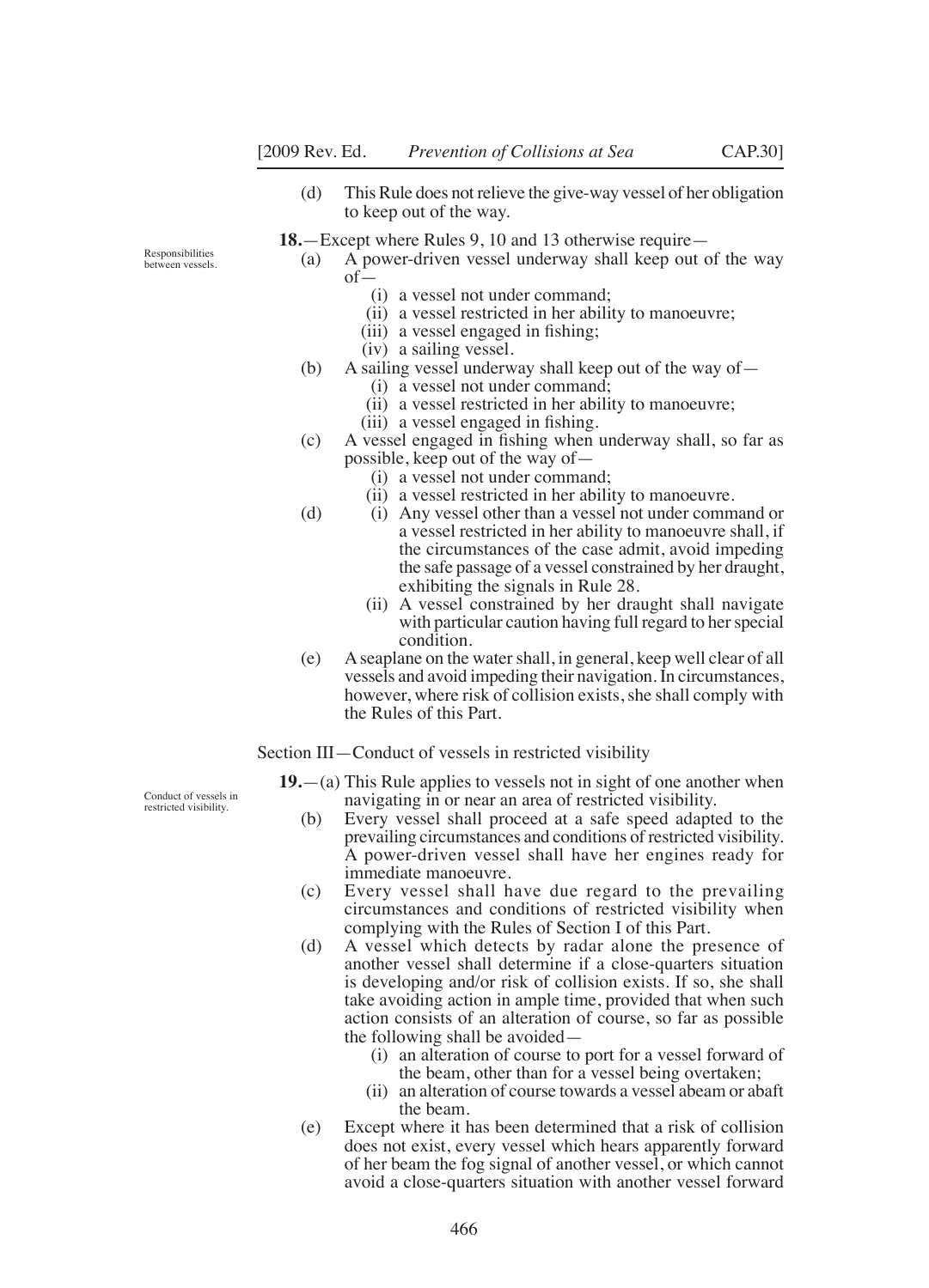(d) This Rule does not relieve the give-way vessel of her obligation to keep out of the way.

Responsibilities between vessels.

**18.**—Except where Rules 9, 10 and 13 otherwise require—

(a) A power-driven vessel underway shall keep out of the way of—
  (i) a vessel not under command;
  (ii) a vessel restricted in her ability to manoeuvre;
  (iii) a vessel engaged in fishing;
  (iv) a sailing vessel.

(b) A sailing vessel underway shall keep out of the way of—
  (i) a vessel not under command;
  (ii) a vessel restricted in her ability to manoeuvre;
  (iii) a vessel engaged in fishing.

(c) A vessel engaged in fishing when underway shall, so far as possible, keep out of the way of—
  (i) a vessel not under command;
  (ii) a vessel restricted in her ability to manoeuvre.

(d) (i) Any vessel other than a vessel not under command or a vessel restricted in her ability to manoeuvre shall, if the circumstances of the case admit, avoid impeding the safe passage of a vessel constrained by her draught, exhibiting the signals in Rule 28.
  (ii) A vessel constrained by her draught shall navigate with particular caution having full regard to her special condition.

(e) A seaplane on the water shall, in general, keep well clear of all vessels and avoid impeding their navigation. In circumstances, however, where risk of collision exists, she shall comply with the Rules of this Part.

Section III—Conduct of vessels in restricted visibility

Conduct of vessels in restricted visibility.

**19.**—(a) This Rule applies to vessels not in sight of one another when navigating in or near an area of restricted visibility.

(b) Every vessel shall proceed at a safe speed adapted to the prevailing circumstances and conditions of restricted visibility. A power-driven vessel shall have her engines ready for immediate manoeuvre.

(c) Every vessel shall have due regard to the prevailing circumstances and conditions of restricted visibility when complying with the Rules of Section I of this Part.

(d) A vessel which detects by radar alone the presence of another vessel shall determine if a close-quarters situation is developing and/or risk of collision exists. If so, she shall take avoiding action in ample time, provided that when such action consists of an alteration of course, so far as possible the following shall be avoided—
  (i) an alteration of course to port for a vessel forward of the beam, other than for a vessel being overtaken;
  (ii) an alteration of course towards a vessel abeam or abaft the beam.

(e) Except where it has been determined that a risk of collision does not exist, every vessel which hears apparently forward of her beam the fog signal of another vessel, or which cannot avoid a close-quarters situation with another vessel forward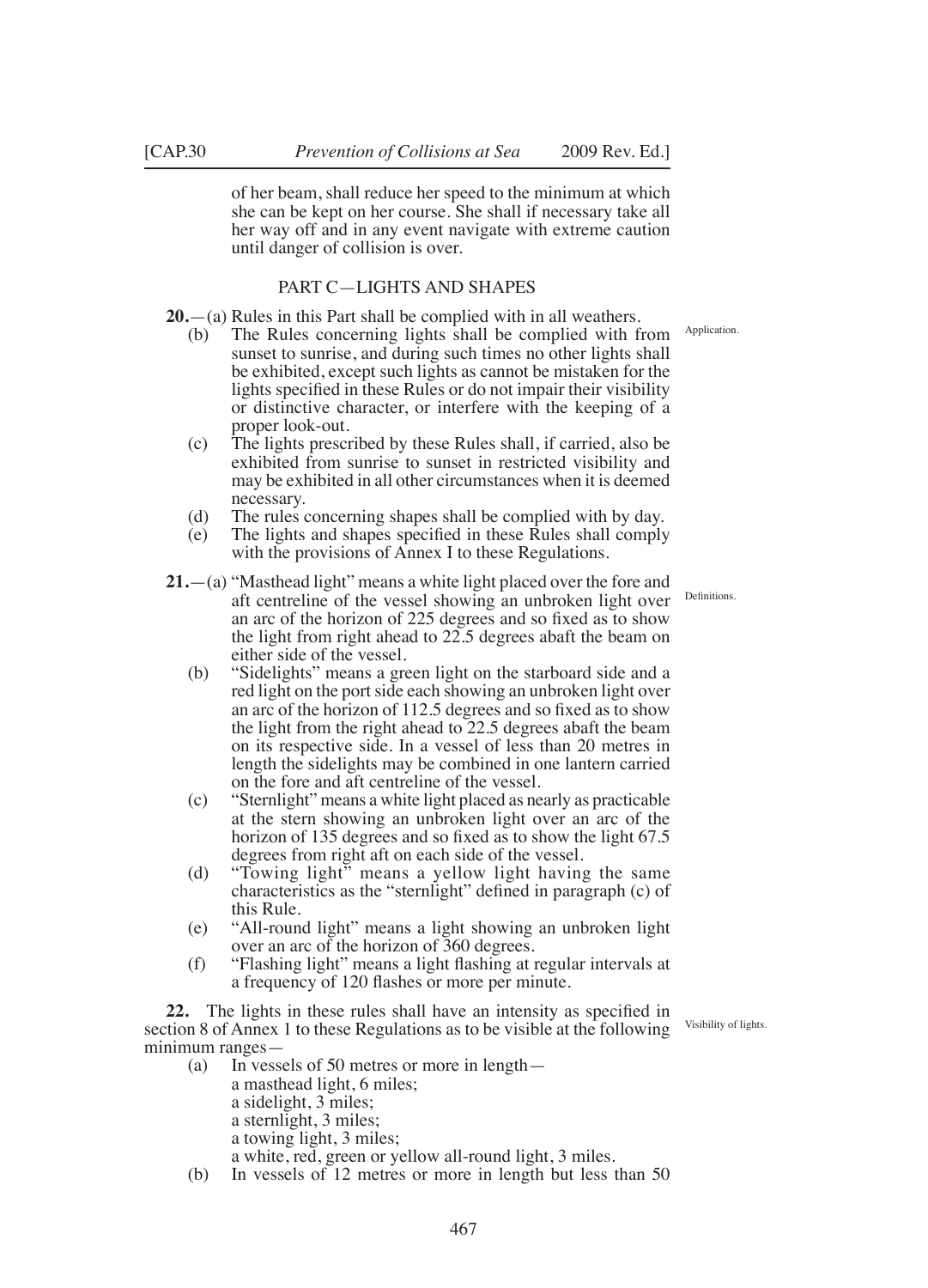of her beam, shall reduce her speed to the minimum at which she can be kept on her course. She shall if necessary take all her way off and in any event navigate with extreme caution until danger of collision is over.

## PART C—LIGHTS AND SHAPES

**20.**—(a) Rules in this Part shall be complied with in all weathers.

Application.

(b) The Rules concerning lights shall be complied with from sunset to sunrise, and during such times no other lights shall be exhibited, except such lights as cannot be mistaken for the lights specified in these Rules or do not impair their visibility or distinctive character, or interfere with the keeping of a proper look-out.

(c) The lights prescribed by these Rules shall, if carried, also be exhibited from sunrise to sunset in restricted visibility and may be exhibited in all other circumstances when it is deemed necessary.

(d) The rules concerning shapes shall be complied with by day.

(e) The lights and shapes specified in these Rules shall comply with the provisions of Annex I to these Regulations.

**21.**—(a) "Masthead light" means a white light placed over the fore and aft centreline of the vessel showing an unbroken light over an arc of the horizon of 225 degrees and so fixed as to show the light from right ahead to 22.5 degrees abaft the beam on either side of the vessel.

Definitions.

(b) "Sidelights" means a green light on the starboard side and a red light on the port side each showing an unbroken light over an arc of the horizon of 112.5 degrees and so fixed as to show the light from the right ahead to 22.5 degrees abaft the beam on its respective side. In a vessel of less than 20 metres in length the sidelights may be combined in one lantern carried on the fore and aft centreline of the vessel.

(c) "Sternlight" means a white light placed as nearly as practicable at the stern showing an unbroken light over an arc of the horizon of 135 degrees and so fixed as to show the light 67.5 degrees from right aft on each side of the vessel.

(d) "Towing light" means a yellow light having the same characteristics as the "sternlight" defined in paragraph (c) of this Rule.

(e) "All-round light" means a light showing an unbroken light over an arc of the horizon of 360 degrees.

(f) "Flashing light" means a light flashing at regular intervals at a frequency of 120 flashes or more per minute.

**22.** The lights in these rules shall have an intensity as specified in section 8 of Annex 1 to these Regulations as to be visible at the following minimum ranges—

Visibility of lights.

(a) In vessels of 50 metres or more in length—
a masthead light, 6 miles;
a sidelight, 3 miles;
a sternlight, 3 miles;
a towing light, 3 miles;
a white, red, green or yellow all-round light, 3 miles.

(b) In vessels of 12 metres or more in length but less than 50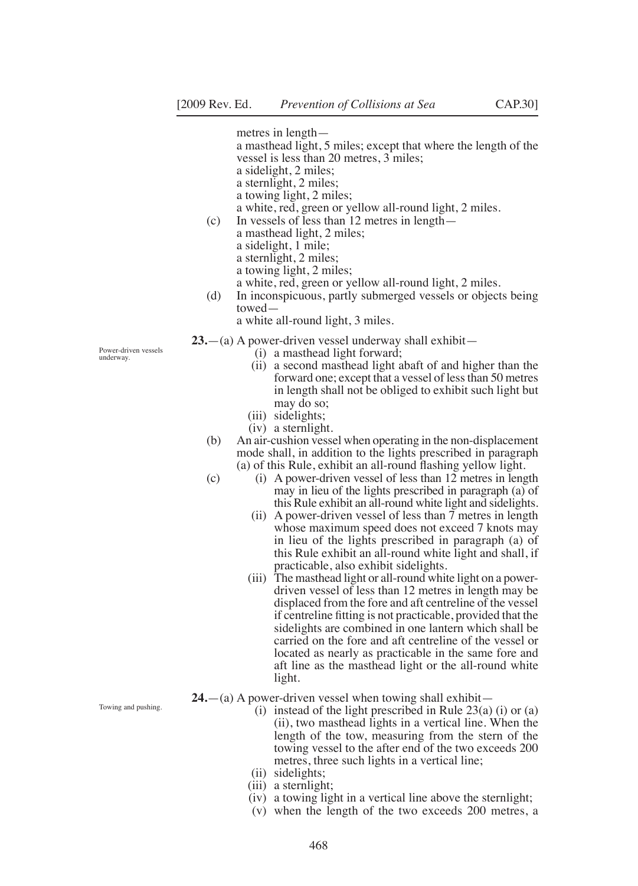metres in length—

a masthead light, 5 miles; except that where the length of the vessel is less than 20 metres, 3 miles;
a sidelight, 2 miles;
a sternlight, 2 miles;
a towing light, 2 miles;
a white, red, green or yellow all-round light, 2 miles.

(c) In vessels of less than 12 metres in length—

a masthead light, 2 miles;
a sidelight, 1 mile;
a sternlight, 2 miles;
a towing light, 2 miles;
a white, red, green or yellow all-round light, 2 miles.

(d) In inconspicuous, partly submerged vessels or objects being towed—

a white all-round light, 3 miles.

Power-driven vessels underway.

**23.**—(a) A power-driven vessel underway shall exhibit—

(i) a masthead light forward;

(ii) a second masthead light abaft of and higher than the forward one; except that a vessel of less than 50 metres in length shall not be obliged to exhibit such light but may do so;

(iii) sidelights;

(iv) a sternlight.

(b) An air-cushion vessel when operating in the non-displacement mode shall, in addition to the lights prescribed in paragraph (a) of this Rule, exhibit an all-round flashing yellow light.

(c) (i) A power-driven vessel of less than 12 metres in length may in lieu of the lights prescribed in paragraph (a) of this Rule exhibit an all-round white light and sidelights.

(ii) A power-driven vessel of less than 7 metres in length whose maximum speed does not exceed 7 knots may in lieu of the lights prescribed in paragraph (a) of this Rule exhibit an all-round white light and shall, if practicable, also exhibit sidelights.

(iii) The masthead light or all-round white light on a power-driven vessel of less than 12 metres in length may be displaced from the fore and aft centreline of the vessel if centreline fitting is not practicable, provided that the sidelights are combined in one lantern which shall be carried on the fore and aft centreline of the vessel or located as nearly as practicable in the same fore and aft line as the masthead light or the all-round white light.

Towing and pushing.

**24.**—(a) A power-driven vessel when towing shall exhibit—

(i) instead of the light prescribed in Rule 23(a) (i) or (a) (ii), two masthead lights in a vertical line. When the length of the tow, measuring from the stern of the towing vessel to the after end of the two exceeds 200 metres, three such lights in a vertical line;

(ii) sidelights;

(iii) a sternlight;

(iv) a towing light in a vertical line above the sternlight;

(v) when the length of the two exceeds 200 metres, a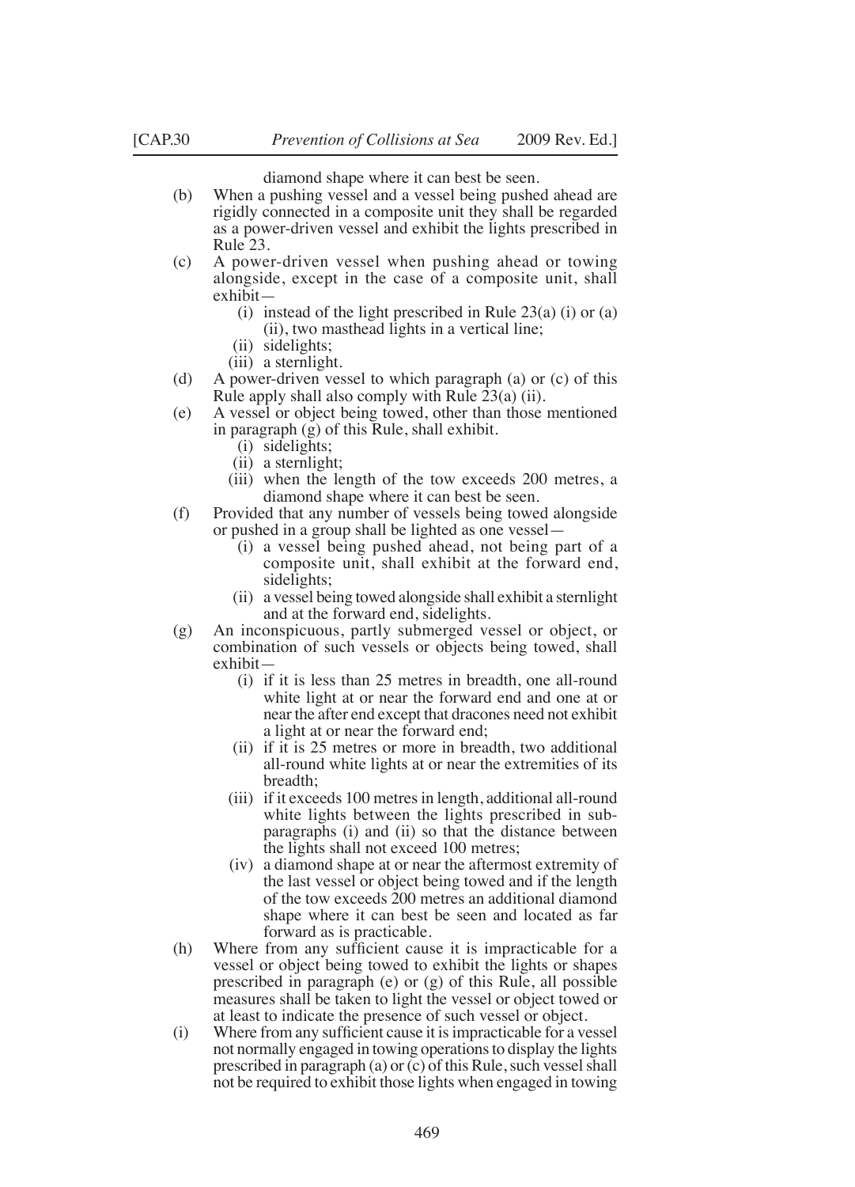diamond shape where it can best be seen.

(b) When a pushing vessel and a vessel being pushed ahead are rigidly connected in a composite unit they shall be regarded as a power-driven vessel and exhibit the lights prescribed in Rule 23.

(c) A power-driven vessel when pushing ahead or towing alongside, except in the case of a composite unit, shall exhibit—

  (i) instead of the light prescribed in Rule 23(a) (i) or (a) (ii), two masthead lights in a vertical line;
  (ii) sidelights;
  (iii) a sternlight.

(d) A power-driven vessel to which paragraph (a) or (c) of this Rule apply shall also comply with Rule 23(a) (ii).

(e) A vessel or object being towed, other than those mentioned in paragraph (g) of this Rule, shall exhibit.

  (i) sidelights;
  (ii) a sternlight;
  (iii) when the length of the tow exceeds 200 metres, a diamond shape where it can best be seen.

(f) Provided that any number of vessels being towed alongside or pushed in a group shall be lighted as one vessel—

  (i) a vessel being pushed ahead, not being part of a composite unit, shall exhibit at the forward end, sidelights;
  (ii) a vessel being towed alongside shall exhibit a sternlight and at the forward end, sidelights.

(g) An inconspicuous, partly submerged vessel or object, or combination of such vessels or objects being towed, shall exhibit—

  (i) if it is less than 25 metres in breadth, one all-round white light at or near the forward end and one at or near the after end except that dracones need not exhibit a light at or near the forward end;
  (ii) if it is 25 metres or more in breadth, two additional all-round white lights at or near the extremities of its breadth;
  (iii) if it exceeds 100 metres in length, additional all-round white lights between the lights prescribed in sub-paragraphs (i) and (ii) so that the distance between the lights shall not exceed 100 metres;
  (iv) a diamond shape at or near the aftermost extremity of the last vessel or object being towed and if the length of the tow exceeds 200 metres an additional diamond shape where it can best be seen and located as far forward as is practicable.

(h) Where from any sufficient cause it is impracticable for a vessel or object being towed to exhibit the lights or shapes prescribed in paragraph (e) or (g) of this Rule, all possible measures shall be taken to light the vessel or object towed or at least to indicate the presence of such vessel or object.

(i) Where from any sufficient cause it is impracticable for a vessel not normally engaged in towing operations to display the lights prescribed in paragraph (a) or (c) of this Rule, such vessel shall not be required to exhibit those lights when engaged in towing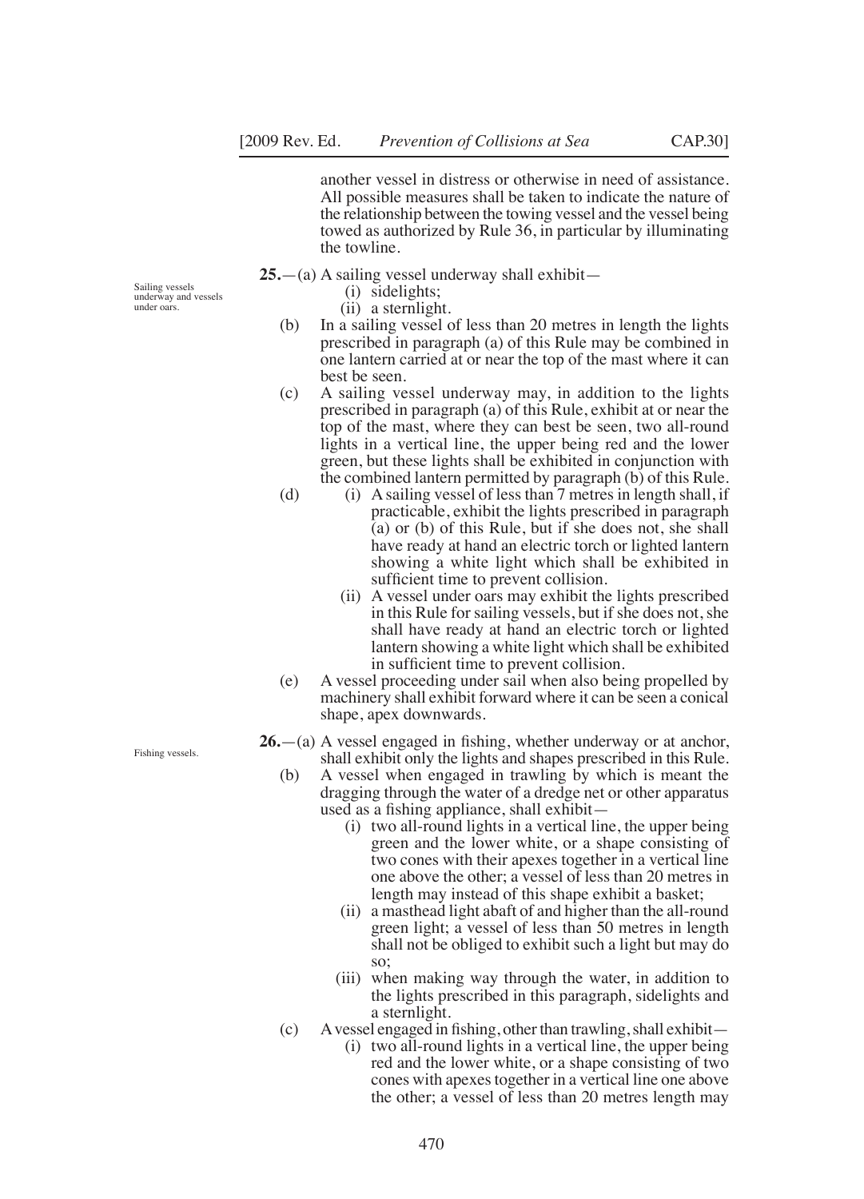another vessel in distress or otherwise in need of assistance. All possible measures shall be taken to indicate the nature of the relationship between the towing vessel and the vessel being towed as authorized by Rule 36, in particular by illuminating the towline.

Sailing vessels underway and vessels under oars.

**25.**—(a) A sailing vessel underway shall exhibit—

(i) sidelights;

(ii) a sternlight.

(b) In a sailing vessel of less than 20 metres in length the lights prescribed in paragraph (a) of this Rule may be combined in one lantern carried at or near the top of the mast where it can best be seen.

(c) A sailing vessel underway may, in addition to the lights prescribed in paragraph (a) of this Rule, exhibit at or near the top of the mast, where they can best be seen, two all-round lights in a vertical line, the upper being red and the lower green, but these lights shall be exhibited in conjunction with the combined lantern permitted by paragraph (b) of this Rule.

(d) (i) A sailing vessel of less than 7 metres in length shall, if practicable, exhibit the lights prescribed in paragraph (a) or (b) of this Rule, but if she does not, she shall have ready at hand an electric torch or lighted lantern showing a white light which shall be exhibited in sufficient time to prevent collision.

(ii) A vessel under oars may exhibit the lights prescribed in this Rule for sailing vessels, but if she does not, she shall have ready at hand an electric torch or lighted lantern showing a white light which shall be exhibited in sufficient time to prevent collision.

(e) A vessel proceeding under sail when also being propelled by machinery shall exhibit forward where it can be seen a conical shape, apex downwards.

Fishing vessels.

**26.**—(a) A vessel engaged in fishing, whether underway or at anchor, shall exhibit only the lights and shapes prescribed in this Rule.

(b) A vessel when engaged in trawling by which is meant the dragging through the water of a dredge net or other apparatus used as a fishing appliance, shall exhibit—

(i) two all-round lights in a vertical line, the upper being green and the lower white, or a shape consisting of two cones with their apexes together in a vertical line one above the other; a vessel of less than 20 metres in length may instead of this shape exhibit a basket;

(ii) a masthead light abaft of and higher than the all-round green light; a vessel of less than 50 metres in length shall not be obliged to exhibit such a light but may do so;

(iii) when making way through the water, in addition to the lights prescribed in this paragraph, sidelights and a sternlight.

(c) A vessel engaged in fishing, other than trawling, shall exhibit—

(i) two all-round lights in a vertical line, the upper being red and the lower white, or a shape consisting of two cones with apexes together in a vertical line one above the other; a vessel of less than 20 metres length may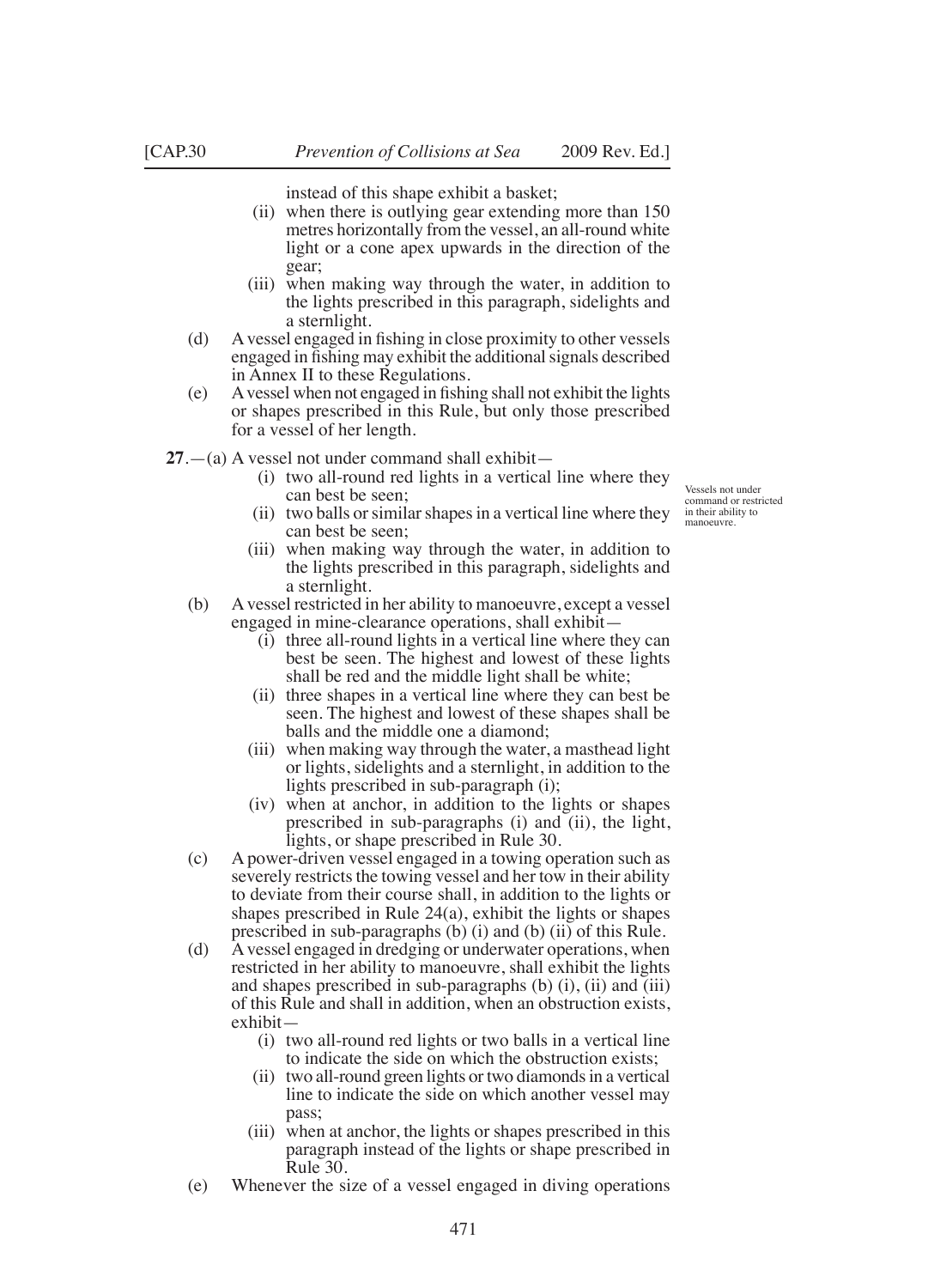instead of this shape exhibit a basket;

(ii) when there is outlying gear extending more than 150 metres horizontally from the vessel, an all-round white light or a cone apex upwards in the direction of the gear;

(iii) when making way through the water, in addition to the lights prescribed in this paragraph, sidelights and a sternlight.

(d) A vessel engaged in fishing in close proximity to other vessels engaged in fishing may exhibit the additional signals described in Annex II to these Regulations.

(e) A vessel when not engaged in fishing shall not exhibit the lights or shapes prescribed in this Rule, but only those prescribed for a vessel of her length.

*Vessels not under command or restricted in their ability to manoeuvre.*

**27**.—(a) A vessel not under command shall exhibit—

(i) two all-round red lights in a vertical line where they can best be seen;

(ii) two balls or similar shapes in a vertical line where they can best be seen;

(iii) when making way through the water, in addition to the lights prescribed in this paragraph, sidelights and a sternlight.

(b) A vessel restricted in her ability to manoeuvre, except a vessel engaged in mine-clearance operations, shall exhibit—

(i) three all-round lights in a vertical line where they can best be seen. The highest and lowest of these lights shall be red and the middle light shall be white;

(ii) three shapes in a vertical line where they can best be seen. The highest and lowest of these shapes shall be balls and the middle one a diamond;

(iii) when making way through the water, a masthead light or lights, sidelights and a sternlight, in addition to the lights prescribed in sub-paragraph (i);

(iv) when at anchor, in addition to the lights or shapes prescribed in sub-paragraphs (i) and (ii), the light, lights, or shape prescribed in Rule 30.

(c) A power-driven vessel engaged in a towing operation such as severely restricts the towing vessel and her tow in their ability to deviate from their course shall, in addition to the lights or shapes prescribed in Rule 24(a), exhibit the lights or shapes prescribed in sub-paragraphs (b) (i) and (b) (ii) of this Rule.

(d) A vessel engaged in dredging or underwater operations, when restricted in her ability to manoeuvre, shall exhibit the lights and shapes prescribed in sub-paragraphs (b) (i), (ii) and (iii) of this Rule and shall in addition, when an obstruction exists, exhibit—

(i) two all-round red lights or two balls in a vertical line to indicate the side on which the obstruction exists;

(ii) two all-round green lights or two diamonds in a vertical line to indicate the side on which another vessel may pass;

(iii) when at anchor, the lights or shapes prescribed in this paragraph instead of the lights or shape prescribed in Rule 30.

(e) Whenever the size of a vessel engaged in diving operations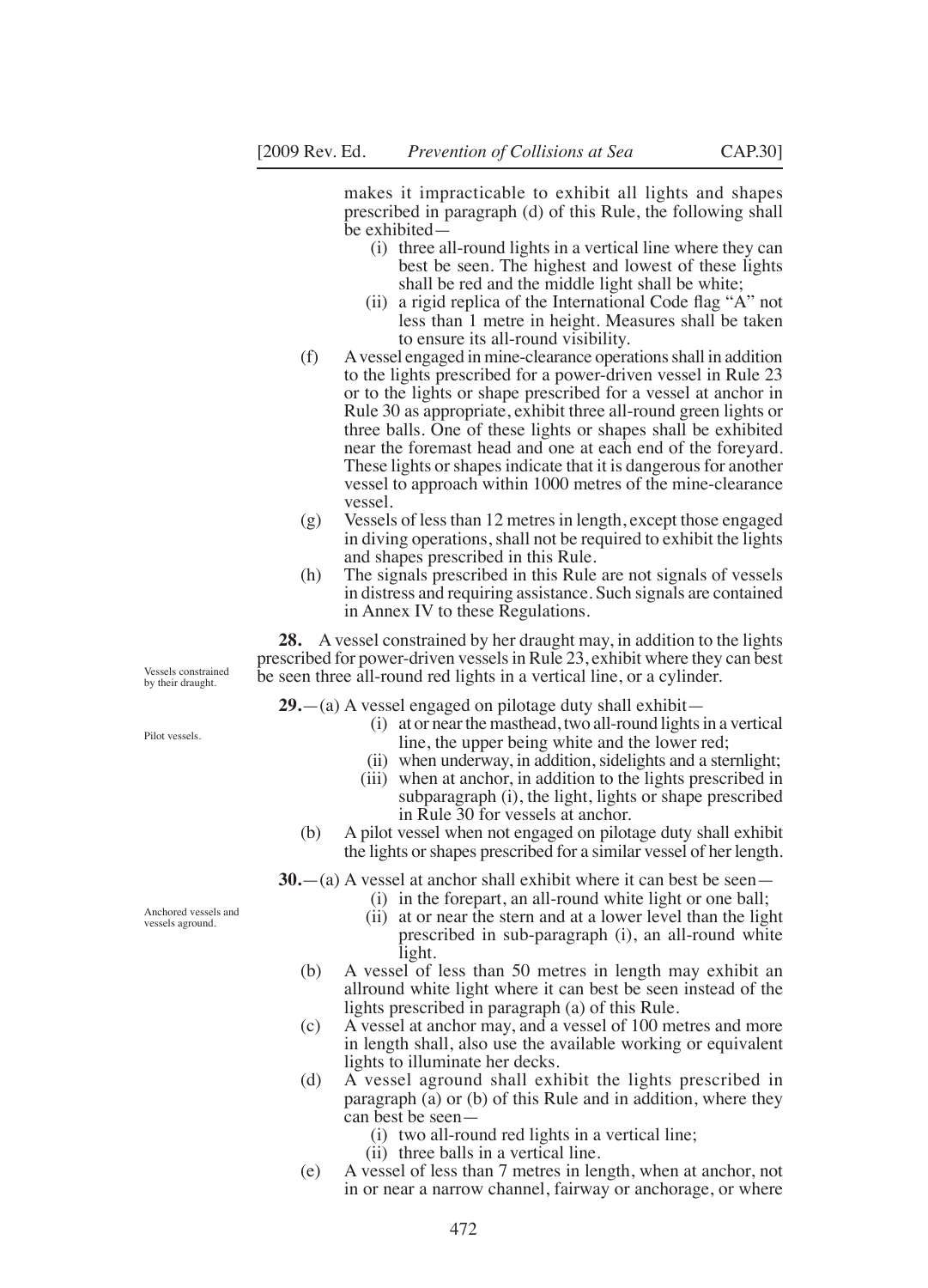makes it impracticable to exhibit all lights and shapes prescribed in paragraph (d) of this Rule, the following shall be exhibited—

(i) three all-round lights in a vertical line where they can best be seen. The highest and lowest of these lights shall be red and the middle light shall be white;

(ii) a rigid replica of the International Code flag "A" not less than 1 metre in height. Measures shall be taken to ensure its all-round visibility.

(f) A vessel engaged in mine-clearance operations shall in addition to the lights prescribed for a power-driven vessel in Rule 23 or to the lights or shape prescribed for a vessel at anchor in Rule 30 as appropriate, exhibit three all-round green lights or three balls. One of these lights or shapes shall be exhibited near the foremast head and one at each end of the foreyard. These lights or shapes indicate that it is dangerous for another vessel to approach within 1000 metres of the mine-clearance vessel.

(g) Vessels of less than 12 metres in length, except those engaged in diving operations, shall not be required to exhibit the lights and shapes prescribed in this Rule.

(h) The signals prescribed in this Rule are not signals of vessels in distress and requiring assistance. Such signals are contained in Annex IV to these Regulations.

Vessels constrained by their draught.

**28.** A vessel constrained by her draught may, in addition to the lights prescribed for power-driven vessels in Rule 23, exhibit where they can best be seen three all-round red lights in a vertical line, or a cylinder.

Pilot vessels.

**29.**—(a) A vessel engaged on pilotage duty shall exhibit—

(i) at or near the masthead, two all-round lights in a vertical line, the upper being white and the lower red;

(ii) when underway, in addition, sidelights and a sternlight;

(iii) when at anchor, in addition to the lights prescribed in subparagraph (i), the light, lights or shape prescribed in Rule 30 for vessels at anchor.

(b) A pilot vessel when not engaged on pilotage duty shall exhibit the lights or shapes prescribed for a similar vessel of her length.

Anchored vessels and vessels aground.

**30.**—(a) A vessel at anchor shall exhibit where it can best be seen—

(i) in the forepart, an all-round white light or one ball;

(ii) at or near the stern and at a lower level than the light prescribed in sub-paragraph (i), an all-round white light.

(b) A vessel of less than 50 metres in length may exhibit an allround white light where it can best be seen instead of the lights prescribed in paragraph (a) of this Rule.

(c) A vessel at anchor may, and a vessel of 100 metres and more in length shall, also use the available working or equivalent lights to illuminate her decks.

(d) A vessel aground shall exhibit the lights prescribed in paragraph (a) or (b) of this Rule and in addition, where they can best be seen—

(i) two all-round red lights in a vertical line;

(ii) three balls in a vertical line.

(e) A vessel of less than 7 metres in length, when at anchor, not in or near a narrow channel, fairway or anchorage, or where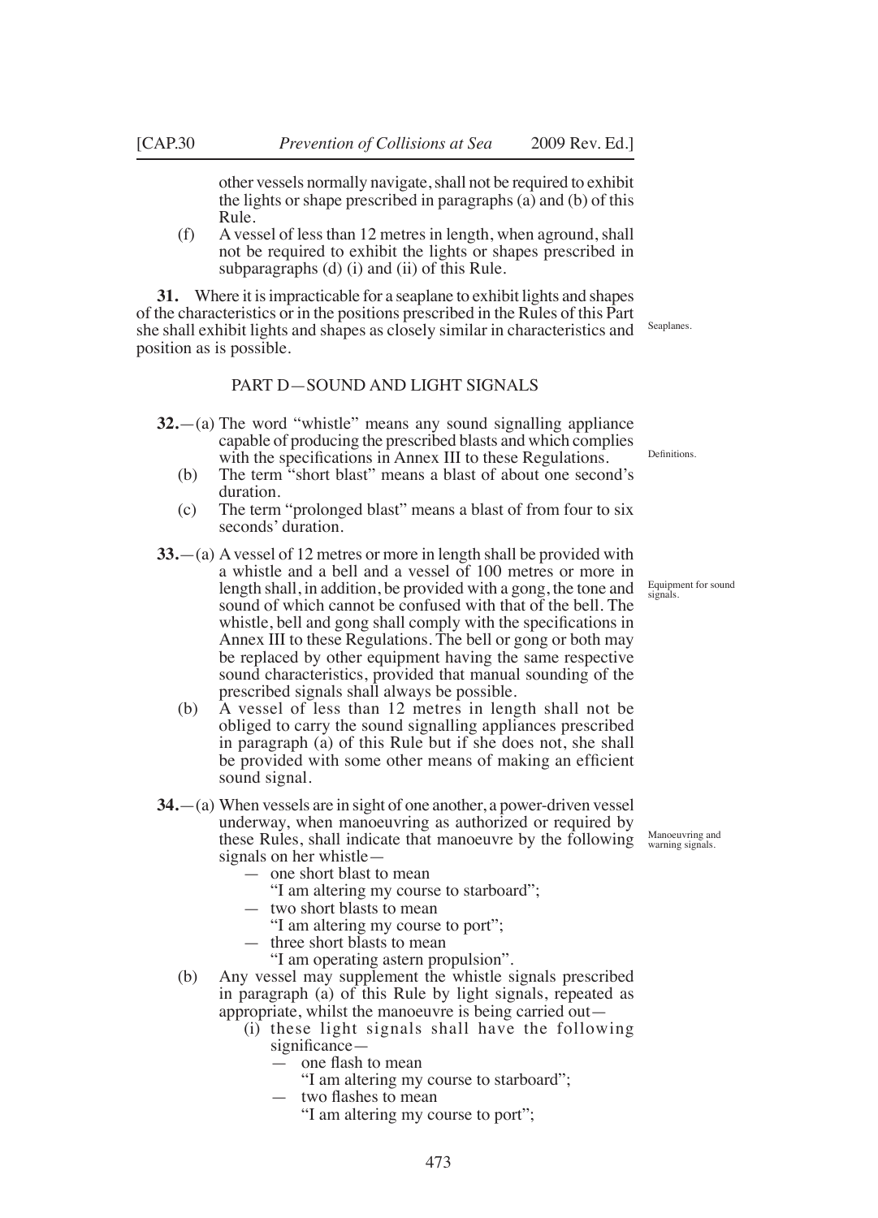other vessels normally navigate, shall not be required to exhibit the lights or shape prescribed in paragraphs (a) and (b) of this Rule.

(f) A vessel of less than 12 metres in length, when aground, shall not be required to exhibit the lights or shapes prescribed in subparagraphs (d) (i) and (ii) of this Rule.

**31.** Where it is impracticable for a seaplane to exhibit lights and shapes of the characteristics or in the positions prescribed in the Rules of this Part she shall exhibit lights and shapes as closely similar in characteristics and position as is possible.

Seaplanes.

## PART D—SOUND AND LIGHT SIGNALS

**32.**—(a) The word "whistle" means any sound signalling appliance capable of producing the prescribed blasts and which complies with the specifications in Annex III to these Regulations.

Definitions.

(b) The term "short blast" means a blast of about one second's duration.

(c) The term "prolonged blast" means a blast of from four to six seconds' duration.

**33.**—(a) A vessel of 12 metres or more in length shall be provided with a whistle and a bell and a vessel of 100 metres or more in length shall, in addition, be provided with a gong, the tone and sound of which cannot be confused with that of the bell. The whistle, bell and gong shall comply with the specifications in Annex III to these Regulations. The bell or gong or both may be replaced by other equipment having the same respective sound characteristics, provided that manual sounding of the prescribed signals shall always be possible.

Equipment for sound signals.

(b) A vessel of less than 12 metres in length shall not be obliged to carry the sound signalling appliances prescribed in paragraph (a) of this Rule but if she does not, she shall be provided with some other means of making an efficient sound signal.

**34.**—(a) When vessels are in sight of one another, a power-driven vessel underway, when manoeuvring as authorized or required by these Rules, shall indicate that manoeuvre by the following signals on her whistle—

Manoeuvring and warning signals.

— one short blast to mean
"I am altering my course to starboard";

— two short blasts to mean
"I am altering my course to port";

— three short blasts to mean
"I am operating astern propulsion".

(b) Any vessel may supplement the whistle signals prescribed in paragraph (a) of this Rule by light signals, repeated as appropriate, whilst the manoeuvre is being carried out—

(i) these light signals shall have the following significance—

— one flash to mean
"I am altering my course to starboard";

— two flashes to mean
"I am altering my course to port";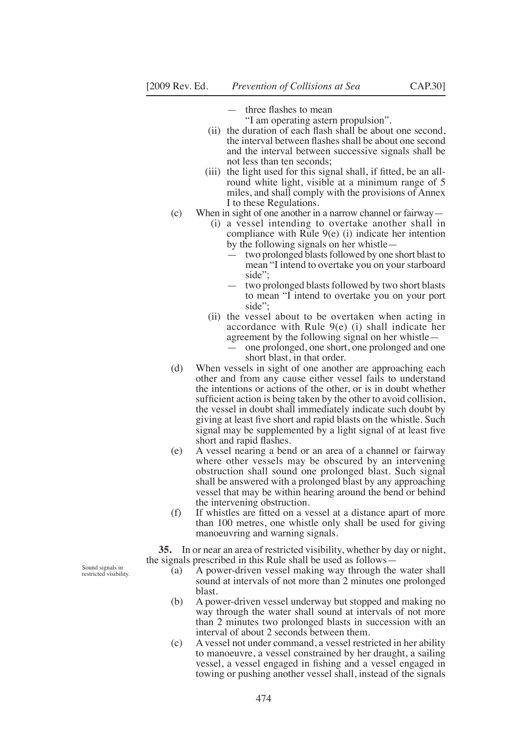— three flashes to mean
"I am operating astern propulsion".

(ii) the duration of each flash shall be about one second, the interval between flashes shall be about one second and the interval between successive signals shall be not less than ten seconds;

(iii) the light used for this signal shall, if fitted, be an all-round white light, visible at a minimum range of 5 miles, and shall comply with the provisions of Annex I to these Regulations.

(c) When in sight of one another in a narrow channel or fairway—

(i) a vessel intending to overtake another shall in compliance with Rule 9(e) (i) indicate her intention by the following signals on her whistle—

— two prolonged blasts followed by one short blast to mean "I intend to overtake you on your starboard side";

— two prolonged blasts followed by two short blasts to mean "I intend to overtake you on your port side";

(ii) the vessel about to be overtaken when acting in accordance with Rule 9(e) (i) shall indicate her agreement by the following signal on her whistle—

— one prolonged, one short, one prolonged and one short blast, in that order.

(d) When vessels in sight of one another are approaching each other and from any cause either vessel fails to understand the intentions or actions of the other, or is in doubt whether sufficient action is being taken by the other to avoid collision, the vessel in doubt shall immediately indicate such doubt by giving at least five short and rapid blasts on the whistle. Such signal may be supplemented by a light signal of at least five short and rapid flashes.

(e) A vessel nearing a bend or an area of a channel or fairway where other vessels may be obscured by an intervening obstruction shall sound one prolonged blast. Such signal shall be answered with a prolonged blast by any approaching vessel that may be within hearing around the bend or behind the intervening obstruction.

(f) If whistles are fitted on a vessel at a distance apart of more than 100 metres, one whistle only shall be used for giving manoeuvring and warning signals.

Sound signals in restricted visibility.

**35.** In or near an area of restricted visibility, whether by day or night, the signals prescribed in this Rule shall be used as follows—

(a) A power-driven vessel making way through the water shall sound at intervals of not more than 2 minutes one prolonged blast.

(b) A power-driven vessel underway but stopped and making no way through the water shall sound at intervals of not more than 2 minutes two prolonged blasts in succession with an interval of about 2 seconds between them.

(c) A vessel not under command, a vessel restricted in her ability to manoeuvre, a vessel constrained by her draught, a sailing vessel, a vessel engaged in fishing and a vessel engaged in towing or pushing another vessel shall, instead of the signals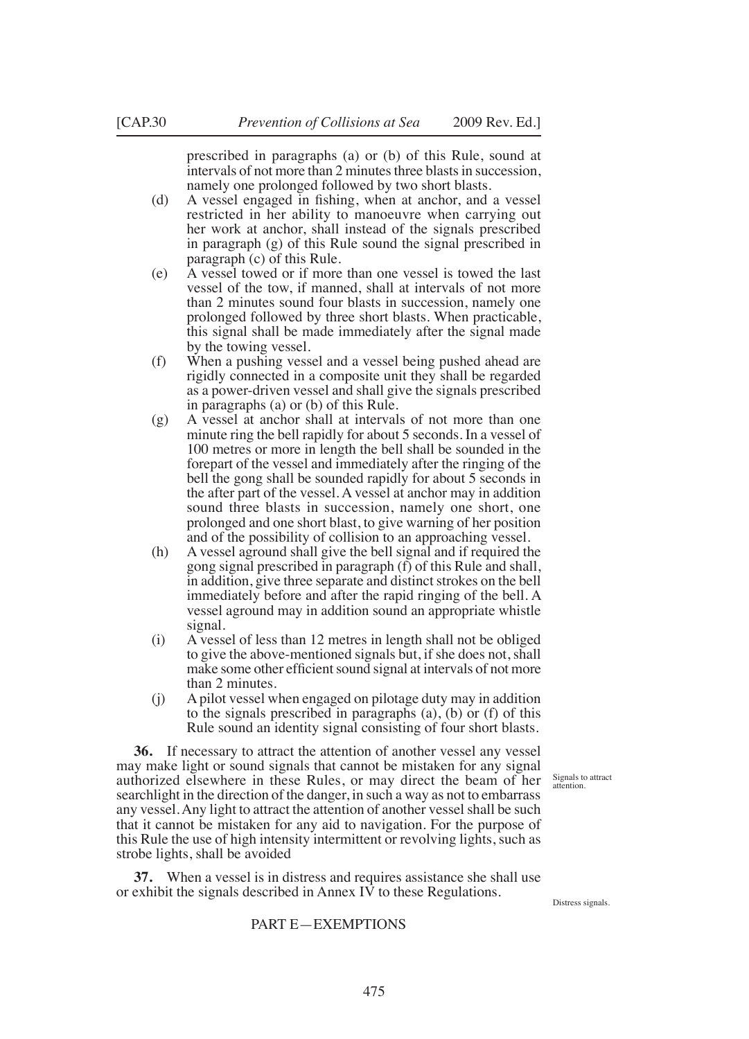prescribed in paragraphs (a) or (b) of this Rule, sound at intervals of not more than 2 minutes three blasts in succession, namely one prolonged followed by two short blasts.

(d) A vessel engaged in fishing, when at anchor, and a vessel restricted in her ability to manoeuvre when carrying out her work at anchor, shall instead of the signals prescribed in paragraph (g) of this Rule sound the signal prescribed in paragraph (c) of this Rule.

(e) A vessel towed or if more than one vessel is towed the last vessel of the tow, if manned, shall at intervals of not more than 2 minutes sound four blasts in succession, namely one prolonged followed by three short blasts. When practicable, this signal shall be made immediately after the signal made by the towing vessel.

(f) When a pushing vessel and a vessel being pushed ahead are rigidly connected in a composite unit they shall be regarded as a power-driven vessel and shall give the signals prescribed in paragraphs (a) or (b) of this Rule.

(g) A vessel at anchor shall at intervals of not more than one minute ring the bell rapidly for about 5 seconds. In a vessel of 100 metres or more in length the bell shall be sounded in the forepart of the vessel and immediately after the ringing of the bell the gong shall be sounded rapidly for about 5 seconds in the after part of the vessel. A vessel at anchor may in addition sound three blasts in succession, namely one short, one prolonged and one short blast, to give warning of her position and of the possibility of collision to an approaching vessel.

(h) A vessel aground shall give the bell signal and if required the gong signal prescribed in paragraph (f) of this Rule and shall, in addition, give three separate and distinct strokes on the bell immediately before and after the rapid ringing of the bell. A vessel aground may in addition sound an appropriate whistle signal.

(i) A vessel of less than 12 metres in length shall not be obliged to give the above-mentioned signals but, if she does not, shall make some other efficient sound signal at intervals of not more than 2 minutes.

(j) A pilot vessel when engaged on pilotage duty may in addition to the signals prescribed in paragraphs (a), (b) or (f) of this Rule sound an identity signal consisting of four short blasts.

Signals to attract attention.

**36.** If necessary to attract the attention of another vessel any vessel may make light or sound signals that cannot be mistaken for any signal authorized elsewhere in these Rules, or may direct the beam of her searchlight in the direction of the danger, in such a way as not to embarrass any vessel. Any light to attract the attention of another vessel shall be such that it cannot be mistaken for any aid to navigation. For the purpose of this Rule the use of high intensity intermittent or revolving lights, such as strobe lights, shall be avoided

Distress signals.

**37.** When a vessel is in distress and requires assistance she shall use or exhibit the signals described in Annex IV to these Regulations.

## PART E—EXEMPTIONS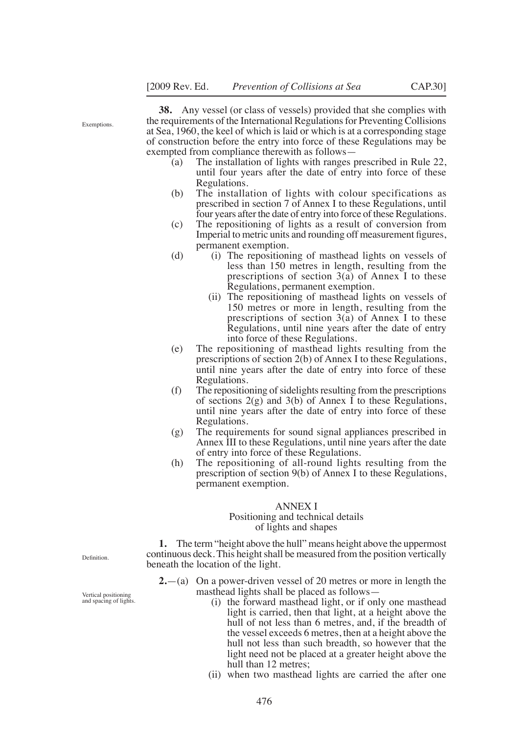Exemptions.

**38.** Any vessel (or class of vessels) provided that she complies with the requirements of the International Regulations for Preventing Collisions at Sea, 1960, the keel of which is laid or which is at a corresponding stage of construction before the entry into force of these Regulations may be exempted from compliance therewith as follows—

(a) The installation of lights with ranges prescribed in Rule 22, until four years after the date of entry into force of these Regulations.

(b) The installation of lights with colour specifications as prescribed in section 7 of Annex I to these Regulations, until four years after the date of entry into force of these Regulations.

(c) The repositioning of lights as a result of conversion from Imperial to metric units and rounding off measurement figures, permanent exemption.

(d) (i) The repositioning of masthead lights on vessels of less than 150 metres in length, resulting from the prescriptions of section 3(a) of Annex I to these Regulations, permanent exemption.

(ii) The repositioning of masthead lights on vessels of 150 metres or more in length, resulting from the prescriptions of section 3(a) of Annex I to these Regulations, until nine years after the date of entry into force of these Regulations.

(e) The repositioning of masthead lights resulting from the prescriptions of section 2(b) of Annex I to these Regulations, until nine years after the date of entry into force of these Regulations.

(f) The repositioning of sidelights resulting from the prescriptions of sections 2(g) and 3(b) of Annex I to these Regulations, until nine years after the date of entry into force of these Regulations.

(g) The requirements for sound signal appliances prescribed in Annex III to these Regulations, until nine years after the date of entry into force of these Regulations.

(h) The repositioning of all-round lights resulting from the prescription of section 9(b) of Annex I to these Regulations, permanent exemption.

## ANNEX I
### Positioning and technical details of lights and shapes

Definition.

**1.** The term "height above the hull" means height above the uppermost continuous deck. This height shall be measured from the position vertically beneath the location of the light.

Vertical positioning and spacing of lights.

**2.**—(a) On a power-driven vessel of 20 metres or more in length the masthead lights shall be placed as follows—

(i) the forward masthead light, or if only one masthead light is carried, then that light, at a height above the hull of not less than 6 metres, and, if the breadth of the vessel exceeds 6 metres, then at a height above the hull not less than such breadth, so however that the light need not be placed at a greater height above the hull than 12 metres;

(ii) when two masthead lights are carried the after one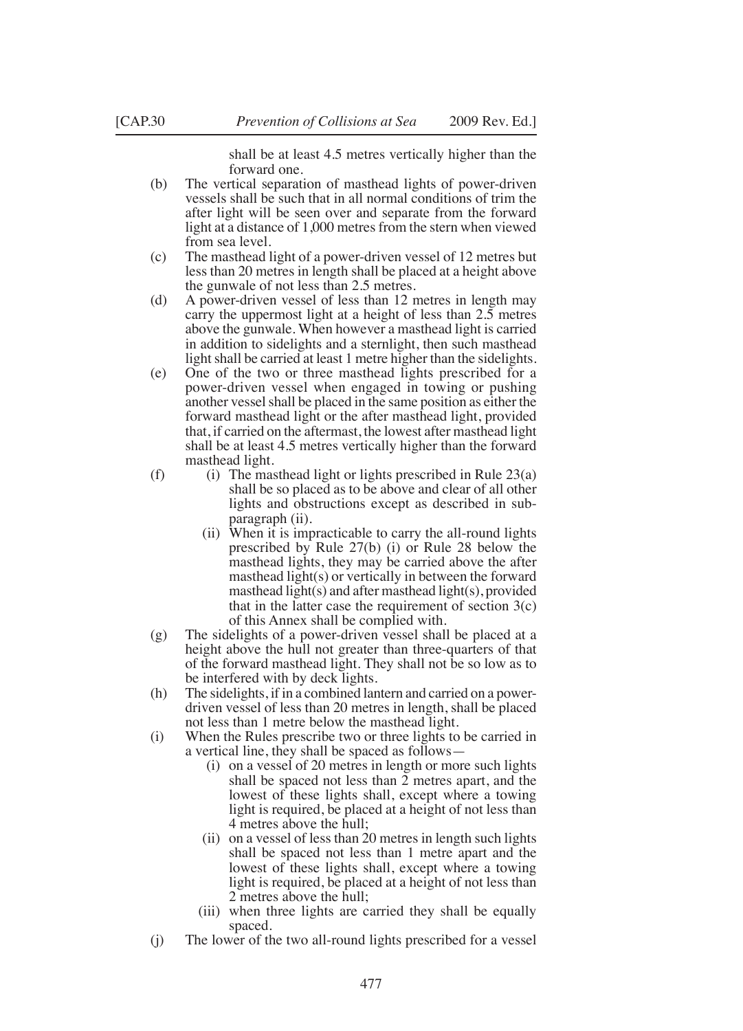shall be at least 4.5 metres vertically higher than the forward one.

(b) The vertical separation of masthead lights of power-driven vessels shall be such that in all normal conditions of trim the after light will be seen over and separate from the forward light at a distance of 1,000 metres from the stern when viewed from sea level.

(c) The masthead light of a power-driven vessel of 12 metres but less than 20 metres in length shall be placed at a height above the gunwale of not less than 2.5 metres.

(d) A power-driven vessel of less than 12 metres in length may carry the uppermost light at a height of less than 2.5 metres above the gunwale. When however a masthead light is carried in addition to sidelights and a sternlight, then such masthead light shall be carried at least 1 metre higher than the sidelights.

(e) One of the two or three masthead lights prescribed for a power-driven vessel when engaged in towing or pushing another vessel shall be placed in the same position as either the forward masthead light or the after masthead light, provided that, if carried on the aftermast, the lowest after masthead light shall be at least 4.5 metres vertically higher than the forward masthead light.

(f)
   (i) The masthead light or lights prescribed in Rule 23(a) shall be so placed as to be above and clear of all other lights and obstructions except as described in sub-paragraph (ii).
   (ii) When it is impracticable to carry the all-round lights prescribed by Rule 27(b) (i) or Rule 28 below the masthead lights, they may be carried above the after masthead light(s) or vertically in between the forward masthead light(s) and after masthead light(s), provided that in the latter case the requirement of section 3(c) of this Annex shall be complied with.

(g) The sidelights of a power-driven vessel shall be placed at a height above the hull not greater than three-quarters of that of the forward masthead light. They shall not be so low as to be interfered with by deck lights.

(h) The sidelights, if in a combined lantern and carried on a power-driven vessel of less than 20 metres in length, shall be placed not less than 1 metre below the masthead light.

(i) When the Rules prescribe two or three lights to be carried in a vertical line, they shall be spaced as follows—
   (i) on a vessel of 20 metres in length or more such lights shall be spaced not less than 2 metres apart, and the lowest of these lights shall, except where a towing light is required, be placed at a height of not less than 4 metres above the hull;
   (ii) on a vessel of less than 20 metres in length such lights shall be spaced not less than 1 metre apart and the lowest of these lights shall, except where a towing light is required, be placed at a height of not less than 2 metres above the hull;
   (iii) when three lights are carried they shall be equally spaced.

(j) The lower of the two all-round lights prescribed for a vessel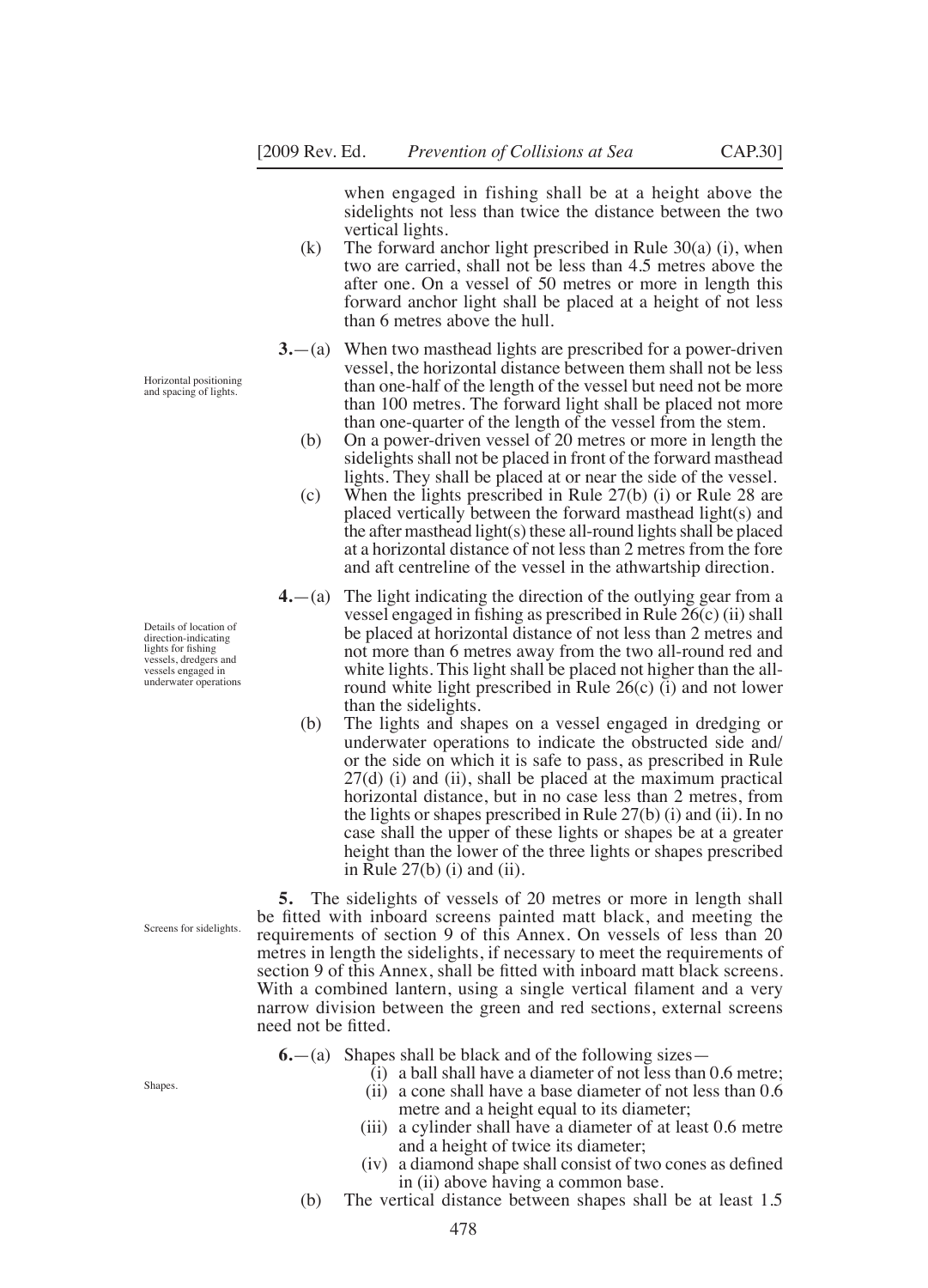when engaged in fishing shall be at a height above the sidelights not less than twice the distance between the two vertical lights.

(k) The forward anchor light prescribed in Rule 30(a) (i), when two are carried, shall not be less than 4.5 metres above the after one. On a vessel of 50 metres or more in length this forward anchor light shall be placed at a height of not less than 6 metres above the hull.

Horizontal positioning and spacing of lights.

**3.**—(a) When two masthead lights are prescribed for a power-driven vessel, the horizontal distance between them shall not be less than one-half of the length of the vessel but need not be more than 100 metres. The forward light shall be placed not more than one-quarter of the length of the vessel from the stem.

(b) On a power-driven vessel of 20 metres or more in length the sidelights shall not be placed in front of the forward masthead lights. They shall be placed at or near the side of the vessel.

(c) When the lights prescribed in Rule 27(b) (i) or Rule 28 are placed vertically between the forward masthead light(s) and the after masthead light(s) these all-round lights shall be placed at a horizontal distance of not less than 2 metres from the fore and aft centreline of the vessel in the athwartship direction.

Details of location of direction-indicating lights for fishing vessels, dredgers and vessels engaged in underwater operations

**4.**—(a) The light indicating the direction of the outlying gear from a vessel engaged in fishing as prescribed in Rule 26(c) (ii) shall be placed at horizontal distance of not less than 2 metres and not more than 6 metres away from the two all-round red and white lights. This light shall be placed not higher than the all-round white light prescribed in Rule 26(c) (i) and not lower than the sidelights.

(b) The lights and shapes on a vessel engaged in dredging or underwater operations to indicate the obstructed side and/or the side on which it is safe to pass, as prescribed in Rule 27(d) (i) and (ii), shall be placed at the maximum practical horizontal distance, but in no case less than 2 metres, from the lights or shapes prescribed in Rule 27(b) (i) and (ii). In no case shall the upper of these lights or shapes be at a greater height than the lower of the three lights or shapes prescribed in Rule 27(b) (i) and (ii).

Screens for sidelights.

**5.** The sidelights of vessels of 20 metres or more in length shall be fitted with inboard screens painted matt black, and meeting the requirements of section 9 of this Annex. On vessels of less than 20 metres in length the sidelights, if necessary to meet the requirements of section 9 of this Annex, shall be fitted with inboard matt black screens. With a combined lantern, using a single vertical filament and a very narrow division between the green and red sections, external screens need not be fitted.

Shapes.

**6.**—(a) Shapes shall be black and of the following sizes—

(i) a ball shall have a diameter of not less than 0.6 metre;

(ii) a cone shall have a base diameter of not less than 0.6 metre and a height equal to its diameter;

(iii) a cylinder shall have a diameter of at least 0.6 metre and a height of twice its diameter;

(iv) a diamond shape shall consist of two cones as defined in (ii) above having a common base.

(b) The vertical distance between shapes shall be at least 1.5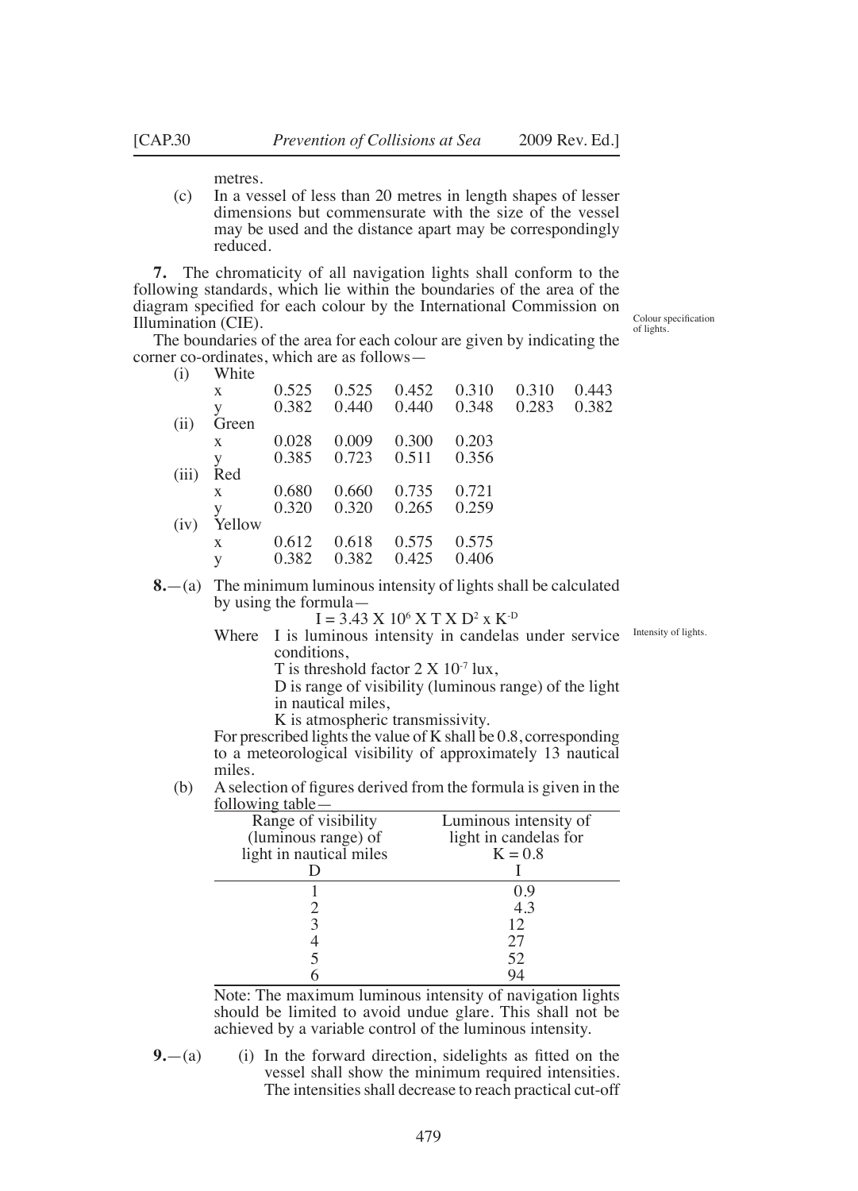metres.

(c) In a vessel of less than 20 metres in length shapes of lesser dimensions but commensurate with the size of the vessel may be used and the distance apart may be correspondingly reduced.

**7.** The chromaticity of all navigation lights shall conform to the following standards, which lie within the boundaries of the area of the diagram specified for each colour by the International Commission on Illumination (CIE).

Colour specification of lights.

The boundaries of the area for each colour are given by indicating the corner co-ordinates, which are as follows—

(i) White

| | | | | | | |
|---|---|---|---|---|---|---|
| x | 0.525 | 0.525 | 0.452 | 0.310 | 0.310 | 0.443 |
| y | 0.382 | 0.440 | 0.440 | 0.348 | 0.283 | 0.382 |

(ii) Green

| | | | | |
|---|---|---|---|---|
| x | 0.028 | 0.009 | 0.300 | 0.203 |
| y | 0.385 | 0.723 | 0.511 | 0.356 |

(iii) Red

| | | | | |
|---|---|---|---|---|
| x | 0.680 | 0.660 | 0.735 | 0.721 |
| y | 0.320 | 0.320 | 0.265 | 0.259 |

(iv) Yellow

| | | | | |
|---|---|---|---|---|
| x | 0.612 | 0.618 | 0.575 | 0.575 |
| y | 0.382 | 0.382 | 0.425 | 0.406 |

**8.**—(a) The minimum luminous intensity of lights shall be calculated by using the formula—

Intensity of lights.

$$I = 3.43 \times 10^6 \times T \times D^2 \times K^{-D}$$

Where I is luminous intensity in candelas under service conditions,

T is threshold factor $2 \times 10^{-7}$ lux,

D is range of visibility (luminous range) of the light in nautical miles,

K is atmospheric transmissivity.

For prescribed lights the value of K shall be 0.8, corresponding to a meteorological visibility of approximately 13 nautical miles.

(b) A selection of figures derived from the formula is given in the following table—

| Range of visibility (luminous range) of light in nautical miles D | Luminous intensity of light in candelas for K = 0.8 I |
|---|---|
| 1 | 0.9 |
| 2 | 4.3 |
| 3 | 12 |
| 4 | 27 |
| 5 | 52 |
| 6 | 94 |

Note: The maximum luminous intensity of navigation lights should be limited to avoid undue glare. This shall not be achieved by a variable control of the luminous intensity.

**9.**—(a) (i) In the forward direction, sidelights as fitted on the vessel shall show the minimum required intensities. The intensities shall decrease to reach practical cut-off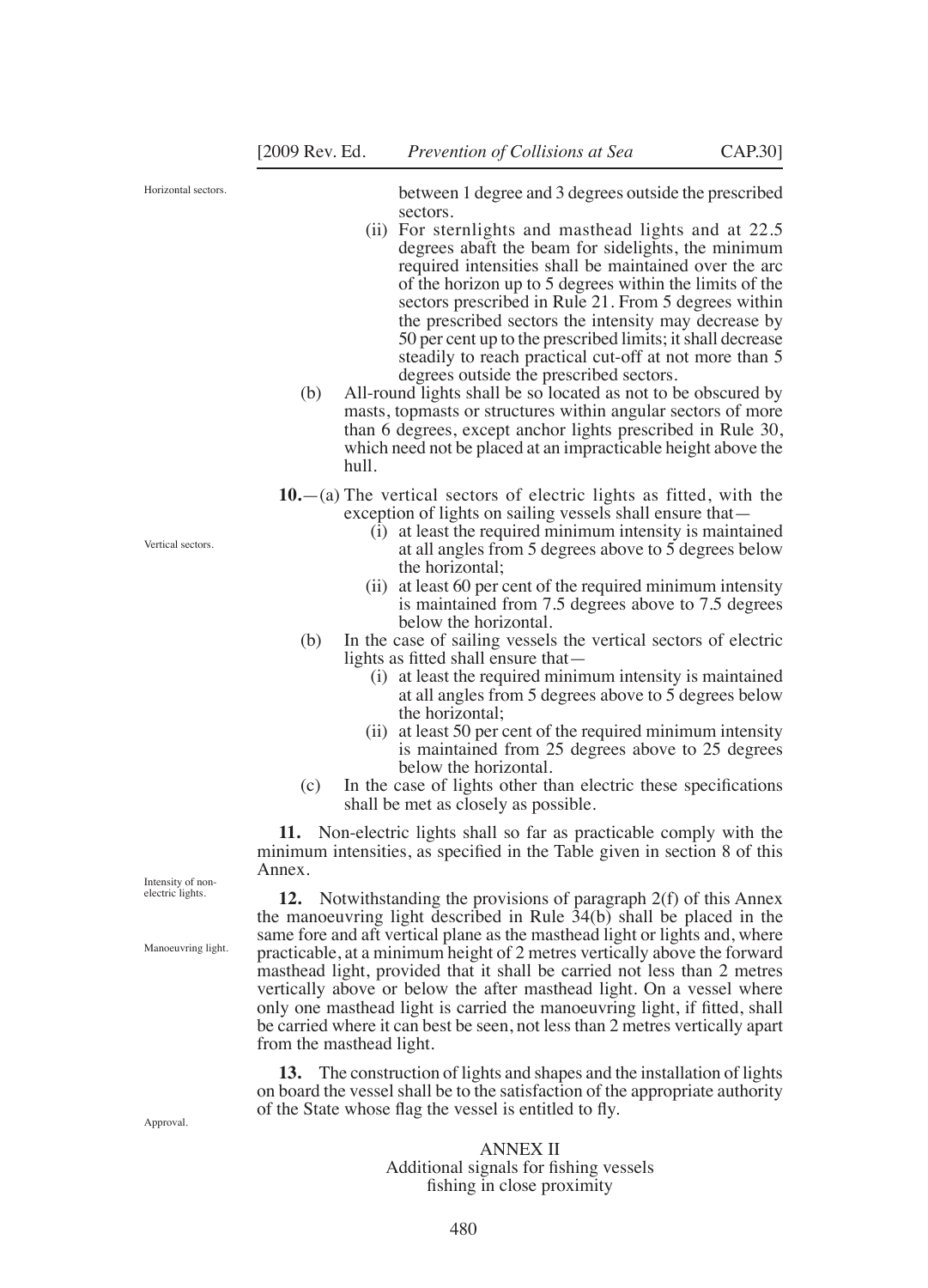between 1 degree and 3 degrees outside the prescribed sectors.

(ii) For sternlights and masthead lights and at 22.5 degrees abaft the beam for sidelights, the minimum required intensities shall be maintained over the arc of the horizon up to 5 degrees within the limits of the sectors prescribed in Rule 21. From 5 degrees within the prescribed sectors the intensity may decrease by 50 per cent up to the prescribed limits; it shall decrease steadily to reach practical cut-off at not more than 5 degrees outside the prescribed sectors.

(b) All-round lights shall be so located as not to be obscured by masts, topmasts or structures within angular sectors of more than 6 degrees, except anchor lights prescribed in Rule 30, which need not be placed at an impracticable height above the hull.

Vertical sectors.

**10.**—(a) The vertical sectors of electric lights as fitted, with the exception of lights on sailing vessels shall ensure that—

(i) at least the required minimum intensity is maintained at all angles from 5 degrees above to 5 degrees below the horizontal;

(ii) at least 60 per cent of the required minimum intensity is maintained from 7.5 degrees above to 7.5 degrees below the horizontal.

(b) In the case of sailing vessels the vertical sectors of electric lights as fitted shall ensure that—

(i) at least the required minimum intensity is maintained at all angles from 5 degrees above to 5 degrees below the horizontal;

(ii) at least 50 per cent of the required minimum intensity is maintained from 25 degrees above to 25 degrees below the horizontal.

(c) In the case of lights other than electric these specifications shall be met as closely as possible.

Intensity of non-electric lights.

**11.** Non-electric lights shall so far as practicable comply with the minimum intensities, as specified in the Table given in section 8 of this Annex.

Manoeuvring light.

**12.** Notwithstanding the provisions of paragraph 2(f) of this Annex the manoeuvring light described in Rule 34(b) shall be placed in the same fore and aft vertical plane as the masthead light or lights and, where practicable, at a minimum height of 2 metres vertically above the forward masthead light, provided that it shall be carried not less than 2 metres vertically above or below the after masthead light. On a vessel where only one masthead light is carried the manoeuvring light, if fitted, shall be carried where it can best be seen, not less than 2 metres vertically apart from the masthead light.

Approval.

**13.** The construction of lights and shapes and the installation of lights on board the vessel shall be to the satisfaction of the appropriate authority of the State whose flag the vessel is entitled to fly.

## ANNEX II
Additional signals for fishing vessels fishing in close proximity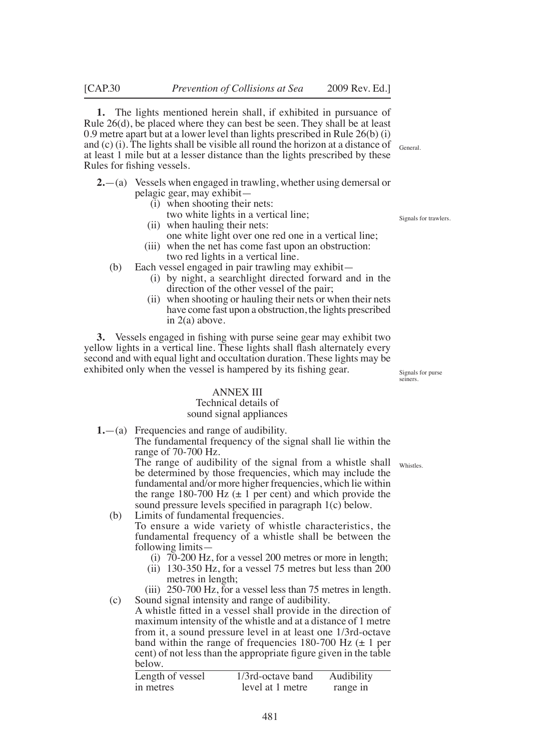**1.** The lights mentioned herein shall, if exhibited in pursuance of Rule 26(d), be placed where they can best be seen. They shall be at least 0.9 metre apart but at a lower level than lights prescribed in Rule 26(b) (i) and (c) (i). The lights shall be visible all round the horizon at a distance of at least 1 mile but at a lesser distance than the lights prescribed by these Rules for fishing vessels.

General.

**2.**—(a) Vessels when engaged in trawling, whether using demersal or pelagic gear, may exhibit—

(i) when shooting their nets:
two white lights in a vertical line;

(ii) when hauling their nets:
one white light over one red one in a vertical line;

(iii) when the net has come fast upon an obstruction:
two red lights in a vertical line.

(b) Each vessel engaged in pair trawling may exhibit—

(i) by night, a searchlight directed forward and in the direction of the other vessel of the pair;

(ii) when shooting or hauling their nets or when their nets have come fast upon a obstruction, the lights prescribed in 2(a) above.

Signals for trawlers.

**3.** Vessels engaged in fishing with purse seine gear may exhibit two yellow lights in a vertical line. These lights shall flash alternately every second and with equal light and occultation duration. These lights may be exhibited only when the vessel is hampered by its fishing gear.

Signals for purse seiners.

## ANNEX III
### Technical details of sound signal appliances

**1.**—(a) Frequencies and range of audibility.

The fundamental frequency of the signal shall lie within the range of 70-700 Hz.

The range of audibility of the signal from a whistle shall be determined by those frequencies, which may include the fundamental and/or more higher frequencies, which lie within the range 180-700 Hz (± 1 per cent) and which provide the sound pressure levels specified in paragraph 1(c) below.

Whistles.

(b) Limits of fundamental frequencies.

To ensure a wide variety of whistle characteristics, the fundamental frequency of a whistle shall be between the following limits—

(i) 70-200 Hz, for a vessel 200 metres or more in length;

(ii) 130-350 Hz, for a vessel 75 metres but less than 200 metres in length;

(iii) 250-700 Hz, for a vessel less than 75 metres in length.

(c) Sound signal intensity and range of audibility.

A whistle fitted in a vessel shall provide in the direction of maximum intensity of the whistle and at a distance of 1 metre from it, a sound pressure level in at least one 1/3rd-octave band within the range of frequencies 180-700 Hz (± 1 per cent) of not less than the appropriate figure given in the table below.

| Length of vessel in metres | 1/3rd-octave band level at 1 metre | Audibility range in |
|---|---|---|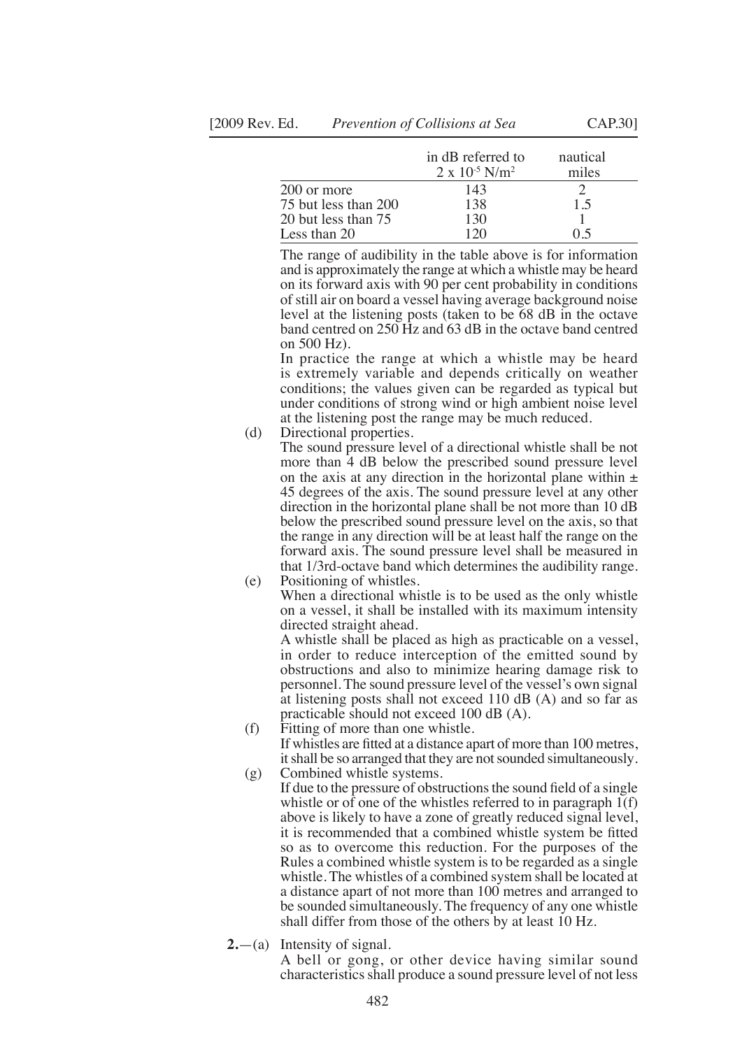| | in dB referred to $2 \times 10^{-5}$ N/m$^2$ | nautical miles |
|---|---|---|
| 200 or more | 143 | 2 |
| 75 but less than 200 | 138 | 1.5 |
| 20 but less than 75 | 130 | 1 |
| Less than 20 | 120 | 0.5 |

The range of audibility in the table above is for information and is approximately the range at which a whistle may be heard on its forward axis with 90 per cent probability in conditions of still air on board a vessel having average background noise level at the listening posts (taken to be 68 dB in the octave band centred on 250 Hz and 63 dB in the octave band centred on 500 Hz).

In practice the range at which a whistle may be heard is extremely variable and depends critically on weather conditions; the values given can be regarded as typical but under conditions of strong wind or high ambient noise level at the listening post the range may be much reduced.

(d) Directional properties.

The sound pressure level of a directional whistle shall be not more than 4 dB below the prescribed sound pressure level on the axis at any direction in the horizontal plane within ± 45 degrees of the axis. The sound pressure level at any other direction in the horizontal plane shall be not more than 10 dB below the prescribed sound pressure level on the axis, so that the range in any direction will be at least half the range on the forward axis. The sound pressure level shall be measured in that 1/3rd-octave band which determines the audibility range.

(e) Positioning of whistles.

When a directional whistle is to be used as the only whistle on a vessel, it shall be installed with its maximum intensity directed straight ahead.

A whistle shall be placed as high as practicable on a vessel, in order to reduce interception of the emitted sound by obstructions and also to minimize hearing damage risk to personnel. The sound pressure level of the vessel's own signal at listening posts shall not exceed 110 dB (A) and so far as practicable should not exceed 100 dB (A).

(f) Fitting of more than one whistle.

If whistles are fitted at a distance apart of more than 100 metres, it shall be so arranged that they are not sounded simultaneously.

(g) Combined whistle systems.

If due to the pressure of obstructions the sound field of a single whistle or of one of the whistles referred to in paragraph 1(f) above is likely to have a zone of greatly reduced signal level, it is recommended that a combined whistle system be fitted so as to overcome this reduction. For the purposes of the Rules a combined whistle system is to be regarded as a single whistle. The whistles of a combined system shall be located at a distance apart of not more than 100 metres and arranged to be sounded simultaneously. The frequency of any one whistle shall differ from those of the others by at least 10 Hz.

**2.**—(a) Intensity of signal.

A bell or gong, or other device having similar sound characteristics shall produce a sound pressure level of not less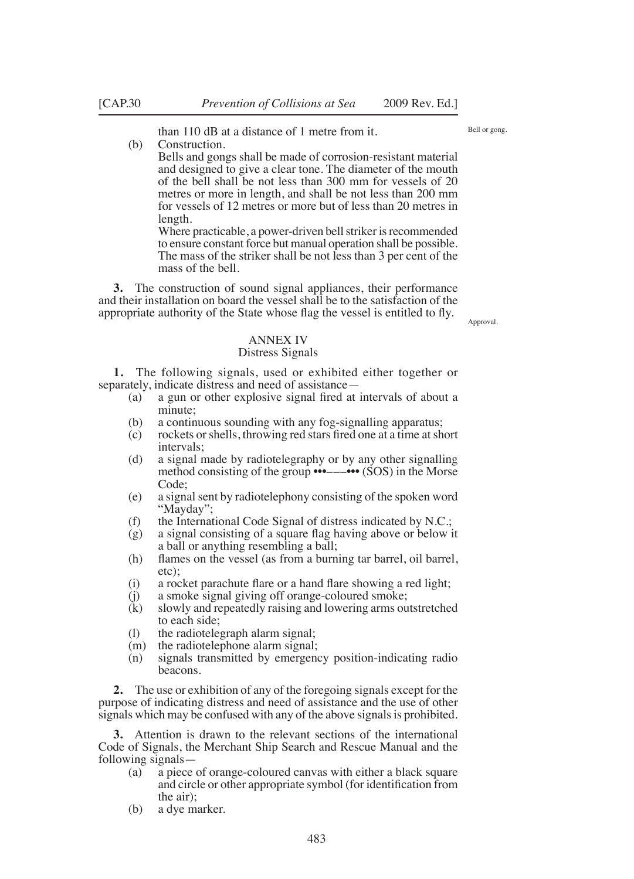than 110 dB at a distance of 1 metre from it.

(b) Construction.

Bells and gongs shall be made of corrosion-resistant material and designed to give a clear tone. The diameter of the mouth of the bell shall be not less than 300 mm for vessels of 20 metres or more in length, and shall be not less than 200 mm for vessels of 12 metres or more but of less than 20 metres in length.

Where practicable, a power-driven bell striker is recommended to ensure constant force but manual operation shall be possible. The mass of the striker shall be not less than 3 per cent of the mass of the bell.

Bell or gong.

**3.** The construction of sound signal appliances, their performance and their installation on board the vessel shall be to the satisfaction of the appropriate authority of the State whose flag the vessel is entitled to fly.

Approval.

## ANNEX IV
### Distress Signals

**1.** The following signals, used or exhibited either together or separately, indicate distress and need of assistance—

- (a) a gun or other explosive signal fired at intervals of about a minute;
- (b) a continuous sounding with any fog-signalling apparatus;
- (c) rockets or shells, throwing red stars fired one at a time at short intervals;
- (d) a signal made by radiotelegraphy or by any other signalling method consisting of the group •••–––••• (SOS) in the Morse Code;
- (e) a signal sent by radiotelephony consisting of the spoken word "Mayday";
- (f) the International Code Signal of distress indicated by N.C.;
- (g) a signal consisting of a square flag having above or below it a ball or anything resembling a ball;
- (h) flames on the vessel (as from a burning tar barrel, oil barrel, etc);
- (i) a rocket parachute flare or a hand flare showing a red light;
- (j) a smoke signal giving off orange-coloured smoke;
- (k) slowly and repeatedly raising and lowering arms outstretched to each side;
- (l) the radiotelegraph alarm signal;
- (m) the radiotelephone alarm signal;
- (n) signals transmitted by emergency position-indicating radio beacons.

**2.** The use or exhibition of any of the foregoing signals except for the purpose of indicating distress and need of assistance and the use of other signals which may be confused with any of the above signals is prohibited.

**3.** Attention is drawn to the relevant sections of the international Code of Signals, the Merchant Ship Search and Rescue Manual and the following signals—

- (a) a piece of orange-coloured canvas with either a black square and circle or other appropriate symbol (for identification from the air);
- (b) a dye marker.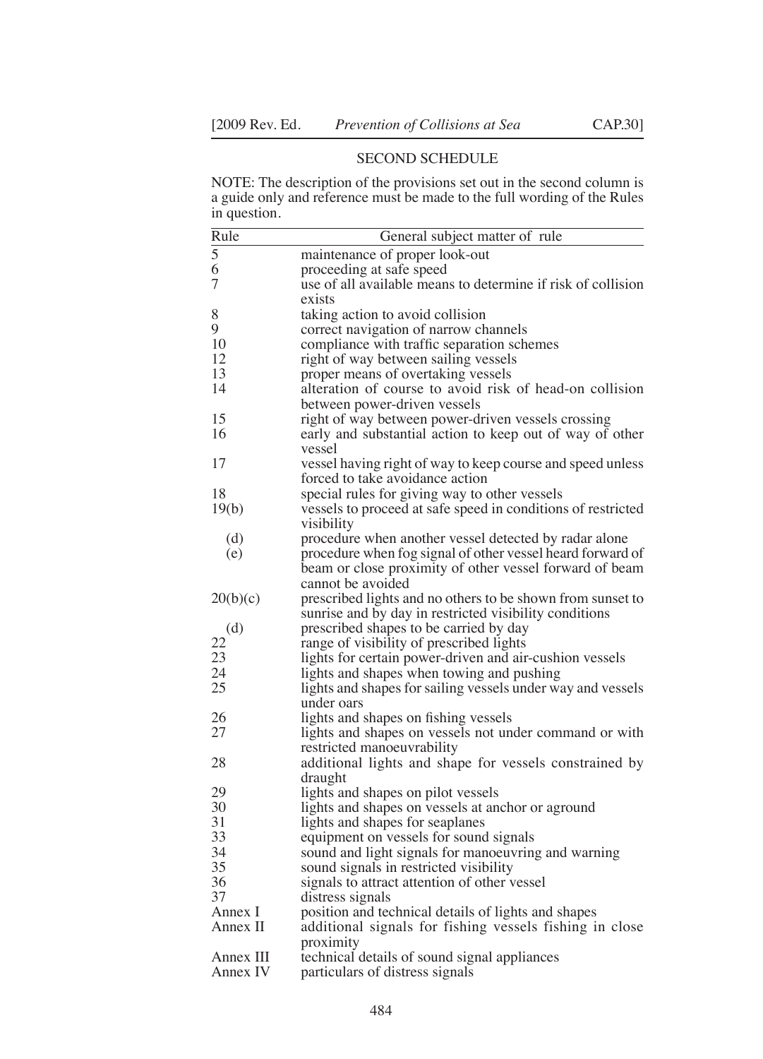## SECOND SCHEDULE

NOTE: The description of the provisions set out in the second column is a guide only and reference must be made to the full wording of the Rules in question.

| Rule | General subject matter of rule |
|---|---|
| 5 | maintenance of proper look-out |
| 6 | proceeding at safe speed |
| 7 | use of all available means to determine if risk of collision exists |
| 8 | taking action to avoid collision |
| 9 | correct navigation of narrow channels |
| 10 | compliance with traffic separation schemes |
| 12 | right of way between sailing vessels |
| 13 | proper means of overtaking vessels |
| 14 | alteration of course to avoid risk of head-on collision between power-driven vessels |
| 15 | right of way between power-driven vessels crossing |
| 16 | early and substantial action to keep out of way of other vessel |
| 17 | vessel having right of way to keep course and speed unless forced to take avoidance action |
| 18 | special rules for giving way to other vessels |
| 19(b) | vessels to proceed at safe speed in conditions of restricted visibility |
| (d) | procedure when another vessel detected by radar alone |
| (e) | procedure when fog signal of other vessel heard forward of beam or close proximity of other vessel forward of beam cannot be avoided |
| 20(b)(c) | prescribed lights and no others to be shown from sunset to sunrise and by day in restricted visibility conditions |
| (d) | prescribed shapes to be carried by day |
| 22 | range of visibility of prescribed lights |
| 23 | lights for certain power-driven and air-cushion vessels |
| 24 | lights and shapes when towing and pushing |
| 25 | lights and shapes for sailing vessels under way and vessels under oars |
| 26 | lights and shapes on fishing vessels |
| 27 | lights and shapes on vessels not under command or with restricted manoeuvrability |
| 28 | additional lights and shape for vessels constrained by draught |
| 29 | lights and shapes on pilot vessels |
| 30 | lights and shapes on vessels at anchor or aground |
| 31 | lights and shapes for seaplanes |
| 33 | equipment on vessels for sound signals |
| 34 | sound and light signals for manoeuvring and warning |
| 35 | sound signals in restricted visibility |
| 36 | signals to attract attention of other vessel |
| 37 | distress signals |
| Annex I | position and technical details of lights and shapes |
| Annex II | additional signals for fishing vessels fishing in close proximity |
| Annex III | technical details of sound signal appliances |
| Annex IV | particulars of distress signals |